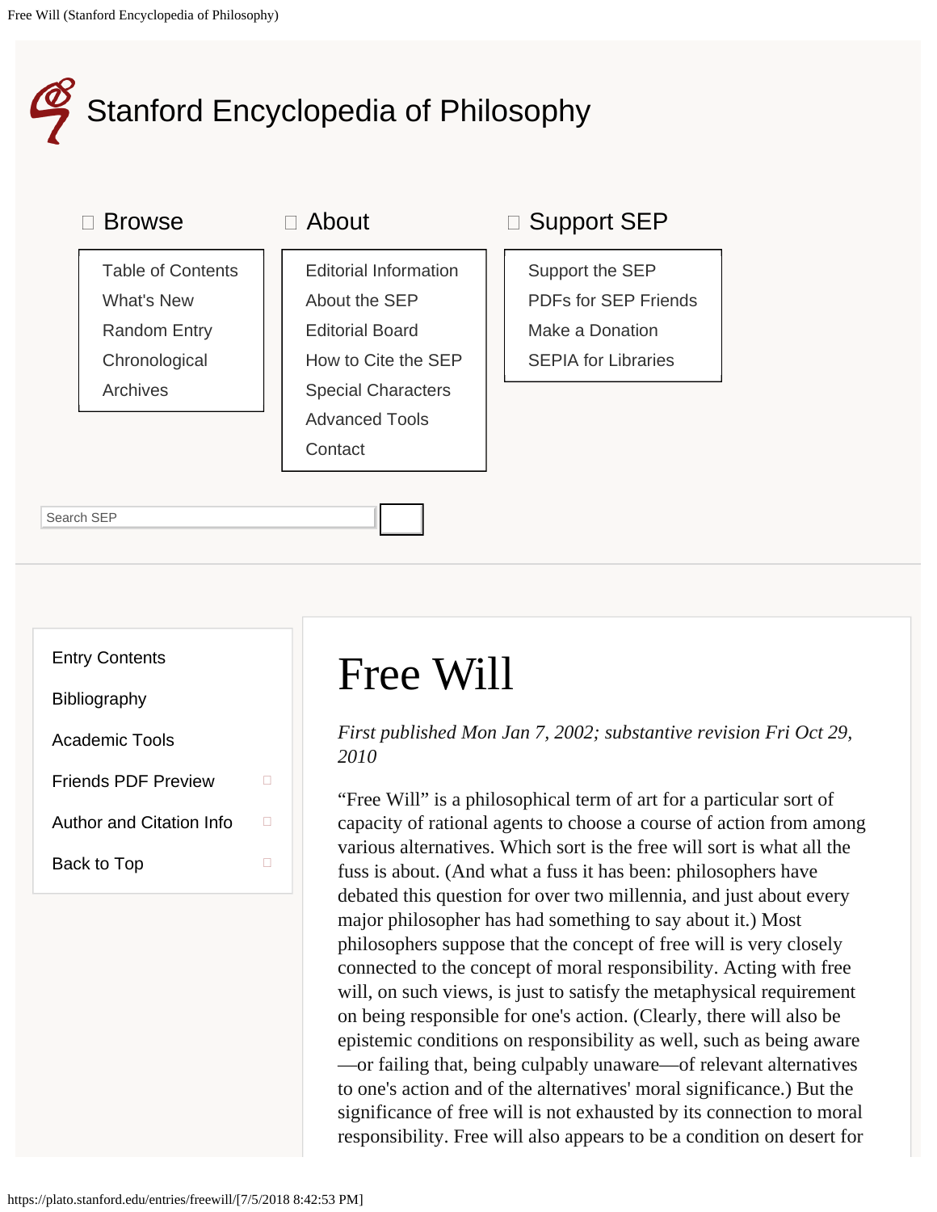# Stanford Encyclopedia of Philosophy

Browse

- Table of Contents
- What's New
- Random Entry
- Chronological
- Archives

About

- Editorial Information
- About the SEP
- Editorial Board
- How to Cite the SEP
- Special Characters
- Advanced Tools
- Contact

Support SEP

- Support the SEP
- PDFs for SEP Friends
- Make a Donation
- SEPIA for Libraries

Search SEP

- Entry Contents
- Bibliography
- Academic Tools
- Friends PDF Preview
- Author and Citation Info
- Back to Top

# Free Will

*First published Mon Jan 7, 2002; substantive revision Fri Oct 29, 2010*

“Free Will” is a philosophical term of art for a particular sort of capacity of rational agents to choose a course of action from among various alternatives. Which sort is the free will sort is what all the fuss is about. (And what a fuss it has been: philosophers have debated this question for over two millennia, and just about every major philosopher has had something to say about it.) Most philosophers suppose that the concept of free will is very closely connected to the concept of moral responsibility. Acting with free will, on such views, is just to satisfy the metaphysical requirement on being responsible for one's action. (Clearly, there will also be epistemic conditions on responsibility as well, such as being aware —or failing that, being culpably unaware—of relevant alternatives to one's action and of the alternatives' moral significance.) But the significance of free will is not exhausted by its connection to moral responsibility. Free will also appears to be a condition on desert for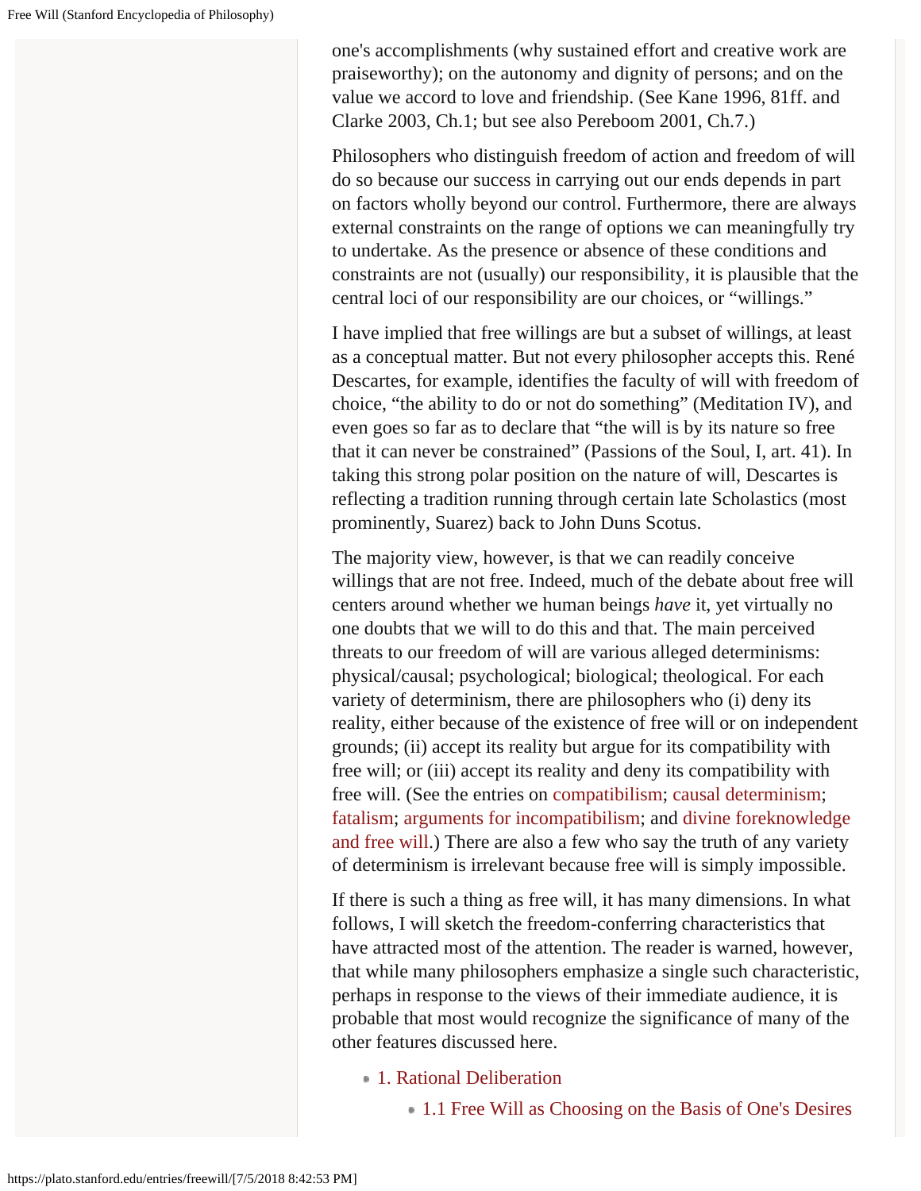one's accomplishments (why sustained effort and creative work are praiseworthy); on the autonomy and dignity of persons; and on the value we accord to love and friendship. (See Kane 1996, 81ff. and Clarke 2003, Ch.1; but see also Pereboom 2001, Ch.7.)

Philosophers who distinguish freedom of action and freedom of will do so because our success in carrying out our ends depends in part on factors wholly beyond our control. Furthermore, there are always external constraints on the range of options we can meaningfully try to undertake. As the presence or absence of these conditions and constraints are not (usually) our responsibility, it is plausible that the central loci of our responsibility are our choices, or "willings."

I have implied that free willings are but a subset of willings, at least as a conceptual matter. But not every philosopher accepts this. René Descartes, for example, identifies the faculty of will with freedom of choice, "the ability to do or not do something" (Meditation IV), and even goes so far as to declare that "the will is by its nature so free that it can never be constrained" (Passions of the Soul, I, art. 41). In taking this strong polar position on the nature of will, Descartes is reflecting a tradition running through certain late Scholastics (most prominently, Suarez) back to John Duns Scotus.

The majority view, however, is that we can readily conceive willings that are not free. Indeed, much of the debate about free will centers around whether we human beings *have* it, yet virtually no one doubts that we will to do this and that. The main perceived threats to our freedom of will are various alleged determinisms: physical/causal; psychological; biological; theological. For each variety of determinism, there are philosophers who (i) deny its reality, either because of the existence of free will or on independent grounds; (ii) accept its reality but argue for its compatibility with free will; or (iii) accept its reality and deny its compatibility with free will. (See the entries on compatibilism; causal determinism; fatalism; arguments for incompatibilism; and divine foreknowledge and free will.) There are also a few who say the truth of any variety of determinism is irrelevant because free will is simply impossible.

If there is such a thing as free will, it has many dimensions. In what follows, I will sketch the freedom-conferring characteristics that have attracted most of the attention. The reader is warned, however, that while many philosophers emphasize a single such characteristic, perhaps in response to the views of their immediate audience, it is probable that most would recognize the significance of many of the other features discussed here.

- 1. Rational Deliberation
  - 1.1 Free Will as Choosing on the Basis of One's Desires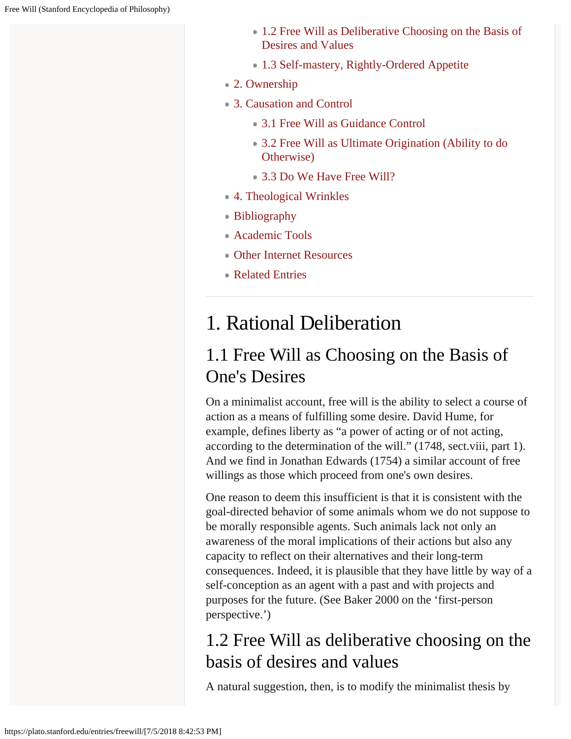- 1.2 Free Will as Deliberative Choosing on the Basis of Desires and Values
- 1.3 Self-mastery, Rightly-Ordered Appetite
- 2. Ownership
- 3. Causation and Control
  - 3.1 Free Will as Guidance Control
  - 3.2 Free Will as Ultimate Origination (Ability to do Otherwise)
  - 3.3 Do We Have Free Will?
- 4. Theological Wrinkles
- Bibliography
- Academic Tools
- Other Internet Resources
- Related Entries

---

# 1. Rational Deliberation

## 1.1 Free Will as Choosing on the Basis of One's Desires

On a minimalist account, free will is the ability to select a course of action as a means of fulfilling some desire. David Hume, for example, defines liberty as "a power of acting or of not acting, according to the determination of the will." (1748, sect.viii, part 1). And we find in Jonathan Edwards (1754) a similar account of free willings as those which proceed from one's own desires.

One reason to deem this insufficient is that it is consistent with the goal-directed behavior of some animals whom we do not suppose to be morally responsible agents. Such animals lack not only an awareness of the moral implications of their actions but also any capacity to reflect on their alternatives and their long-term consequences. Indeed, it is plausible that they have little by way of a self-conception as an agent with a past and with projects and purposes for the future. (See Baker 2000 on the 'first-person perspective.')

## 1.2 Free Will as deliberative choosing on the basis of desires and values

A natural suggestion, then, is to modify the minimalist thesis by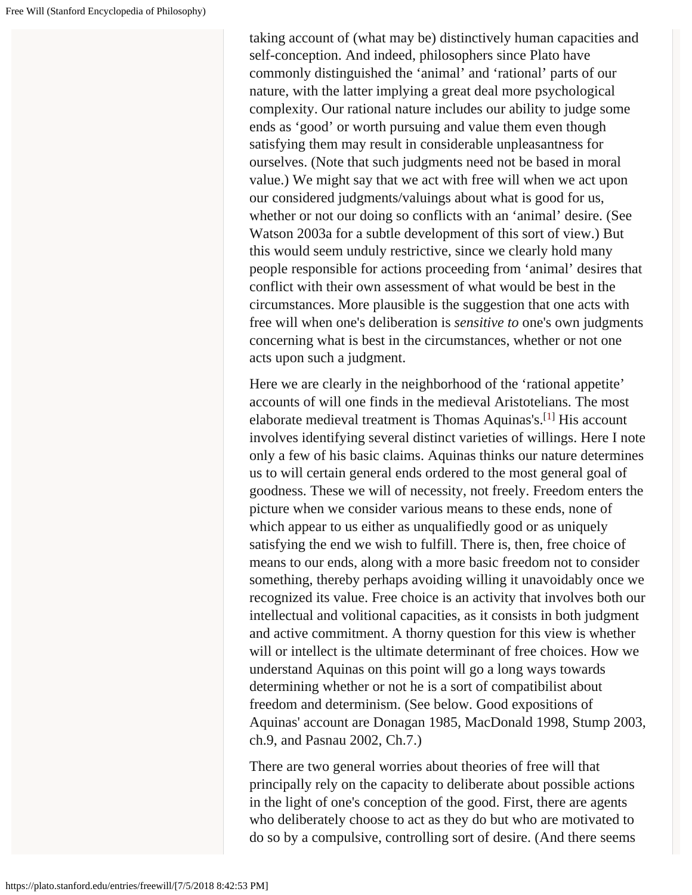taking account of (what may be) distinctively human capacities and self-conception. And indeed, philosophers since Plato have commonly distinguished the 'animal' and 'rational' parts of our nature, with the latter implying a great deal more psychological complexity. Our rational nature includes our ability to judge some ends as 'good' or worth pursuing and value them even though satisfying them may result in considerable unpleasantness for ourselves. (Note that such judgments need not be based in moral value.) We might say that we act with free will when we act upon our considered judgments/valuings about what is good for us, whether or not our doing so conflicts with an 'animal' desire. (See Watson 2003a for a subtle development of this sort of view.) But this would seem unduly restrictive, since we clearly hold many people responsible for actions proceeding from 'animal' desires that conflict with their own assessment of what would be best in the circumstances. More plausible is the suggestion that one acts with free will when one's deliberation is *sensitive to* one's own judgments concerning what is best in the circumstances, whether or not one acts upon such a judgment.

Here we are clearly in the neighborhood of the 'rational appetite' accounts of will one finds in the medieval Aristotelians. The most elaborate medieval treatment is Thomas Aquinas's.[1] His account involves identifying several distinct varieties of willings. Here I note only a few of his basic claims. Aquinas thinks our nature determines us to will certain general ends ordered to the most general goal of goodness. These we will of necessity, not freely. Freedom enters the picture when we consider various means to these ends, none of which appear to us either as unqualifiedly good or as uniquely satisfying the end we wish to fulfill. There is, then, free choice of means to our ends, along with a more basic freedom not to consider something, thereby perhaps avoiding willing it unavoidably once we recognized its value. Free choice is an activity that involves both our intellectual and volitional capacities, as it consists in both judgment and active commitment. A thorny question for this view is whether will or intellect is the ultimate determinant of free choices. How we understand Aquinas on this point will go a long ways towards determining whether or not he is a sort of compatibilist about freedom and determinism. (See below. Good expositions of Aquinas' account are Donagan 1985, MacDonald 1998, Stump 2003, ch.9, and Pasnau 2002, Ch.7.)

There are two general worries about theories of free will that principally rely on the capacity to deliberate about possible actions in the light of one's conception of the good. First, there are agents who deliberately choose to act as they do but who are motivated to do so by a compulsive, controlling sort of desire. (And there seems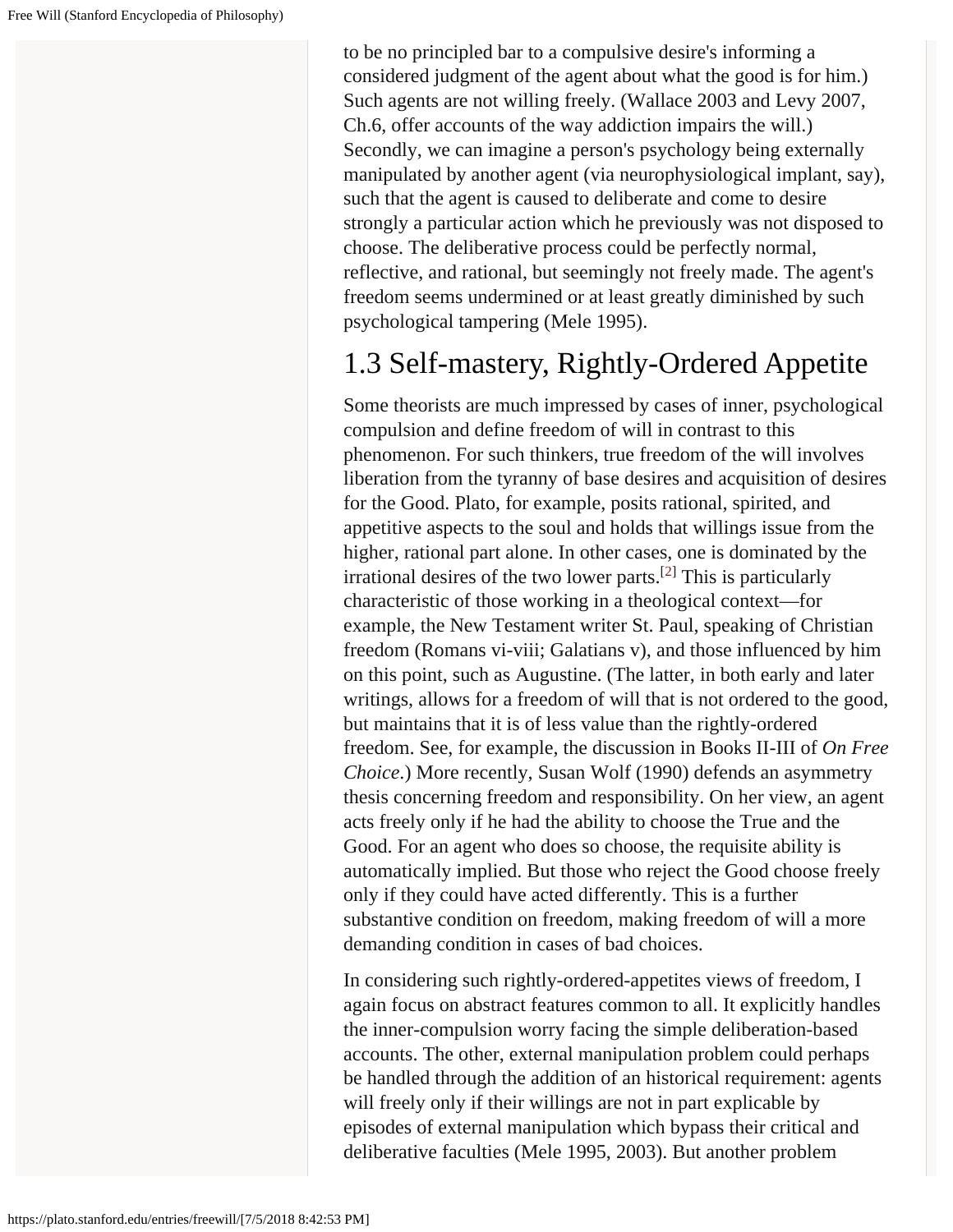to be no principled bar to a compulsive desire's informing a considered judgment of the agent about what the good is for him.) Such agents are not willing freely. (Wallace 2003 and Levy 2007, Ch.6, offer accounts of the way addiction impairs the will.) Secondly, we can imagine a person's psychology being externally manipulated by another agent (via neurophysiological implant, say), such that the agent is caused to deliberate and come to desire strongly a particular action which he previously was not disposed to choose. The deliberative process could be perfectly normal, reflective, and rational, but seemingly not freely made. The agent's freedom seems undermined or at least greatly diminished by such psychological tampering (Mele 1995).

## 1.3 Self-mastery, Rightly-Ordered Appetite

Some theorists are much impressed by cases of inner, psychological compulsion and define freedom of will in contrast to this phenomenon. For such thinkers, true freedom of the will involves liberation from the tyranny of base desires and acquisition of desires for the Good. Plato, for example, posits rational, spirited, and appetitive aspects to the soul and holds that willings issue from the higher, rational part alone. In other cases, one is dominated by the irrational desires of the two lower parts.[2] This is particularly characteristic of those working in a theological context—for example, the New Testament writer St. Paul, speaking of Christian freedom (Romans vi-viii; Galatians v), and those influenced by him on this point, such as Augustine. (The latter, in both early and later writings, allows for a freedom of will that is not ordered to the good, but maintains that it is of less value than the rightly-ordered freedom. See, for example, the discussion in Books II-III of *On Free Choice*.) More recently, Susan Wolf (1990) defends an asymmetry thesis concerning freedom and responsibility. On her view, an agent acts freely only if he had the ability to choose the True and the Good. For an agent who does so choose, the requisite ability is automatically implied. But those who reject the Good choose freely only if they could have acted differently. This is a further substantive condition on freedom, making freedom of will a more demanding condition in cases of bad choices.

In considering such rightly-ordered-appetites views of freedom, I again focus on abstract features common to all. It explicitly handles the inner-compulsion worry facing the simple deliberation-based accounts. The other, external manipulation problem could perhaps be handled through the addition of an historical requirement: agents will freely only if their willings are not in part explicable by episodes of external manipulation which bypass their critical and deliberative faculties (Mele 1995, 2003). But another problem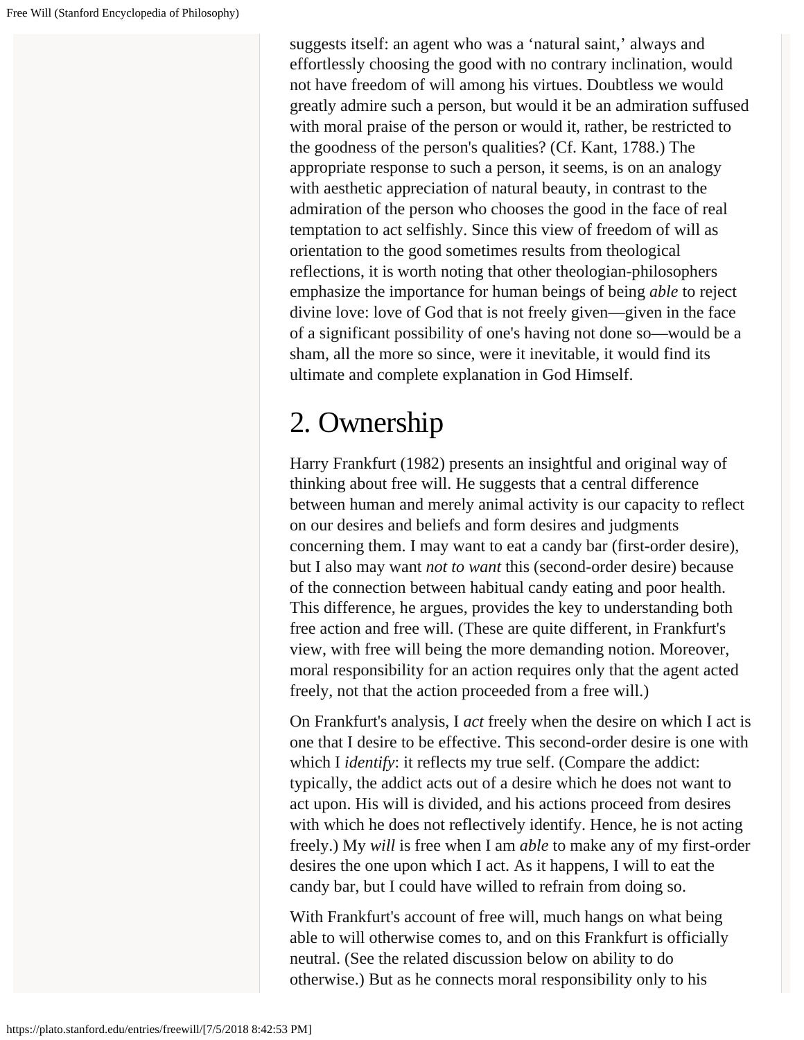suggests itself: an agent who was a 'natural saint,' always and effortlessly choosing the good with no contrary inclination, would not have freedom of will among his virtues. Doubtless we would greatly admire such a person, but would it be an admiration suffused with moral praise of the person or would it, rather, be restricted to the goodness of the person's qualities? (Cf. Kant, 1788.) The appropriate response to such a person, it seems, is on an analogy with aesthetic appreciation of natural beauty, in contrast to the admiration of the person who chooses the good in the face of real temptation to act selfishly. Since this view of freedom of will as orientation to the good sometimes results from theological reflections, it is worth noting that other theologian-philosophers emphasize the importance for human beings of being *able* to reject divine love: love of God that is not freely given—given in the face of a significant possibility of one's having not done so—would be a sham, all the more so since, were it inevitable, it would find its ultimate and complete explanation in God Himself.

# 2. Ownership

Harry Frankfurt (1982) presents an insightful and original way of thinking about free will. He suggests that a central difference between human and merely animal activity is our capacity to reflect on our desires and beliefs and form desires and judgments concerning them. I may want to eat a candy bar (first-order desire), but I also may want *not to want* this (second-order desire) because of the connection between habitual candy eating and poor health. This difference, he argues, provides the key to understanding both free action and free will. (These are quite different, in Frankfurt's view, with free will being the more demanding notion. Moreover, moral responsibility for an action requires only that the agent acted freely, not that the action proceeded from a free will.)

On Frankfurt's analysis, I *act* freely when the desire on which I act is one that I desire to be effective. This second-order desire is one with which I *identify*: it reflects my true self. (Compare the addict: typically, the addict acts out of a desire which he does not want to act upon. His will is divided, and his actions proceed from desires with which he does not reflectively identify. Hence, he is not acting freely.) My *will* is free when I am *able* to make any of my first-order desires the one upon which I act. As it happens, I will to eat the candy bar, but I could have willed to refrain from doing so.

With Frankfurt's account of free will, much hangs on what being able to will otherwise comes to, and on this Frankfurt is officially neutral. (See the related discussion below on ability to do otherwise.) But as he connects moral responsibility only to his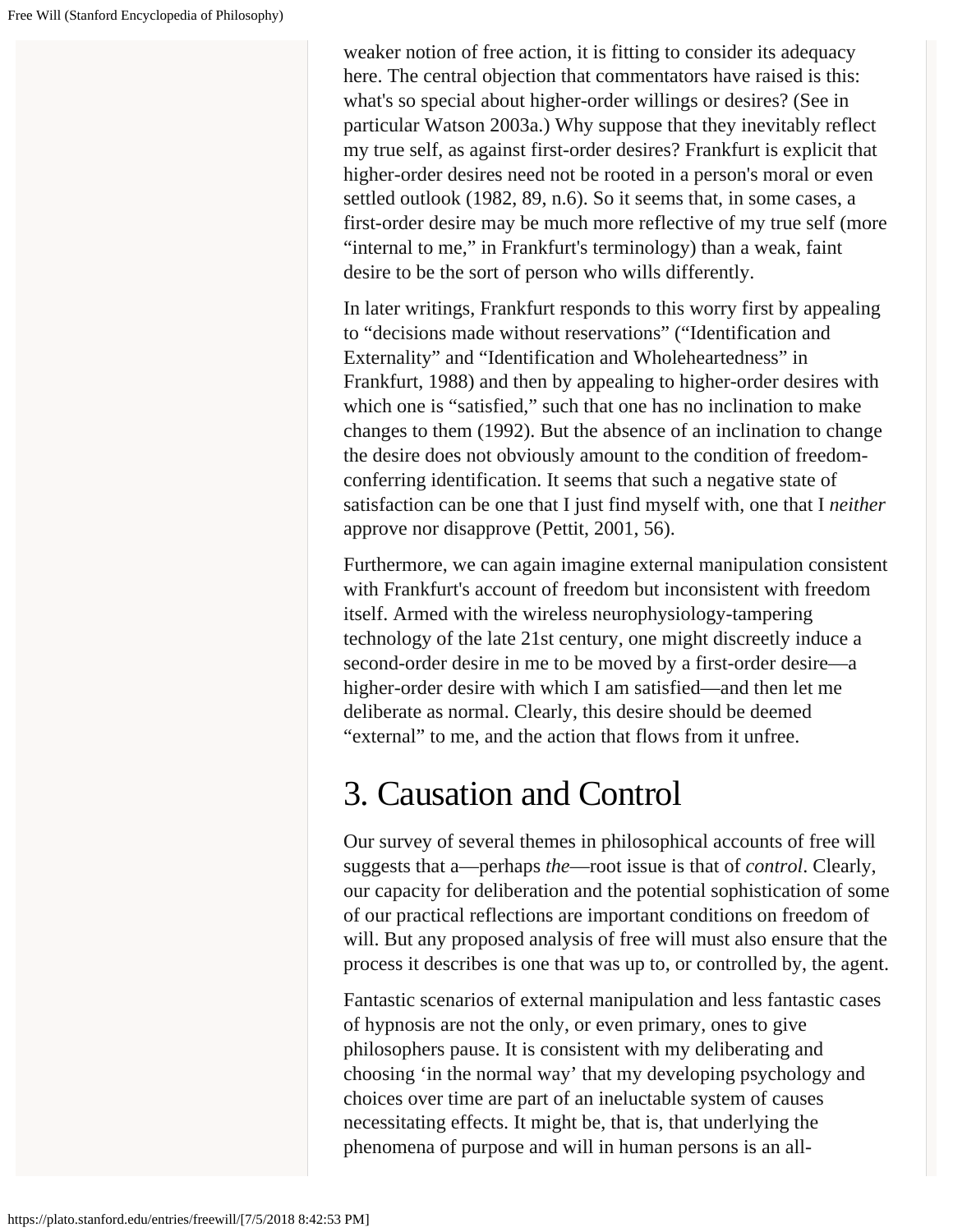weaker notion of free action, it is fitting to consider its adequacy here. The central objection that commentators have raised is this: what's so special about higher-order willings or desires? (See in particular Watson 2003a.) Why suppose that they inevitably reflect my true self, as against first-order desires? Frankfurt is explicit that higher-order desires need not be rooted in a person's moral or even settled outlook (1982, 89, n.6). So it seems that, in some cases, a first-order desire may be much more reflective of my true self (more “internal to me,” in Frankfurt's terminology) than a weak, faint desire to be the sort of person who wills differently.

In later writings, Frankfurt responds to this worry first by appealing to “decisions made without reservations” (“Identification and Externality” and “Identification and Wholeheartedness” in Frankfurt, 1988) and then by appealing to higher-order desires with which one is “satisfied,” such that one has no inclination to make changes to them (1992). But the absence of an inclination to change the desire does not obviously amount to the condition of freedom-conferring identification. It seems that such a negative state of satisfaction can be one that I just find myself with, one that I *neither* approve nor disapprove (Pettit, 2001, 56).

Furthermore, we can again imagine external manipulation consistent with Frankfurt's account of freedom but inconsistent with freedom itself. Armed with the wireless neurophysiology-tampering technology of the late 21st century, one might discreetly induce a second-order desire in me to be moved by a first-order desire—a higher-order desire with which I am satisfied—and then let me deliberate as normal. Clearly, this desire should be deemed “external” to me, and the action that flows from it unfree.

# 3. Causation and Control

Our survey of several themes in philosophical accounts of free will suggests that a—perhaps *the*—root issue is that of *control*. Clearly, our capacity for deliberation and the potential sophistication of some of our practical reflections are important conditions on freedom of will. But any proposed analysis of free will must also ensure that the process it describes is one that was up to, or controlled by, the agent.

Fantastic scenarios of external manipulation and less fantastic cases of hypnosis are not the only, or even primary, ones to give philosophers pause. It is consistent with my deliberating and choosing ‘in the normal way’ that my developing psychology and choices over time are part of an ineluctable system of causes necessitating effects. It might be, that is, that underlying the phenomena of purpose and will in human persons is an all-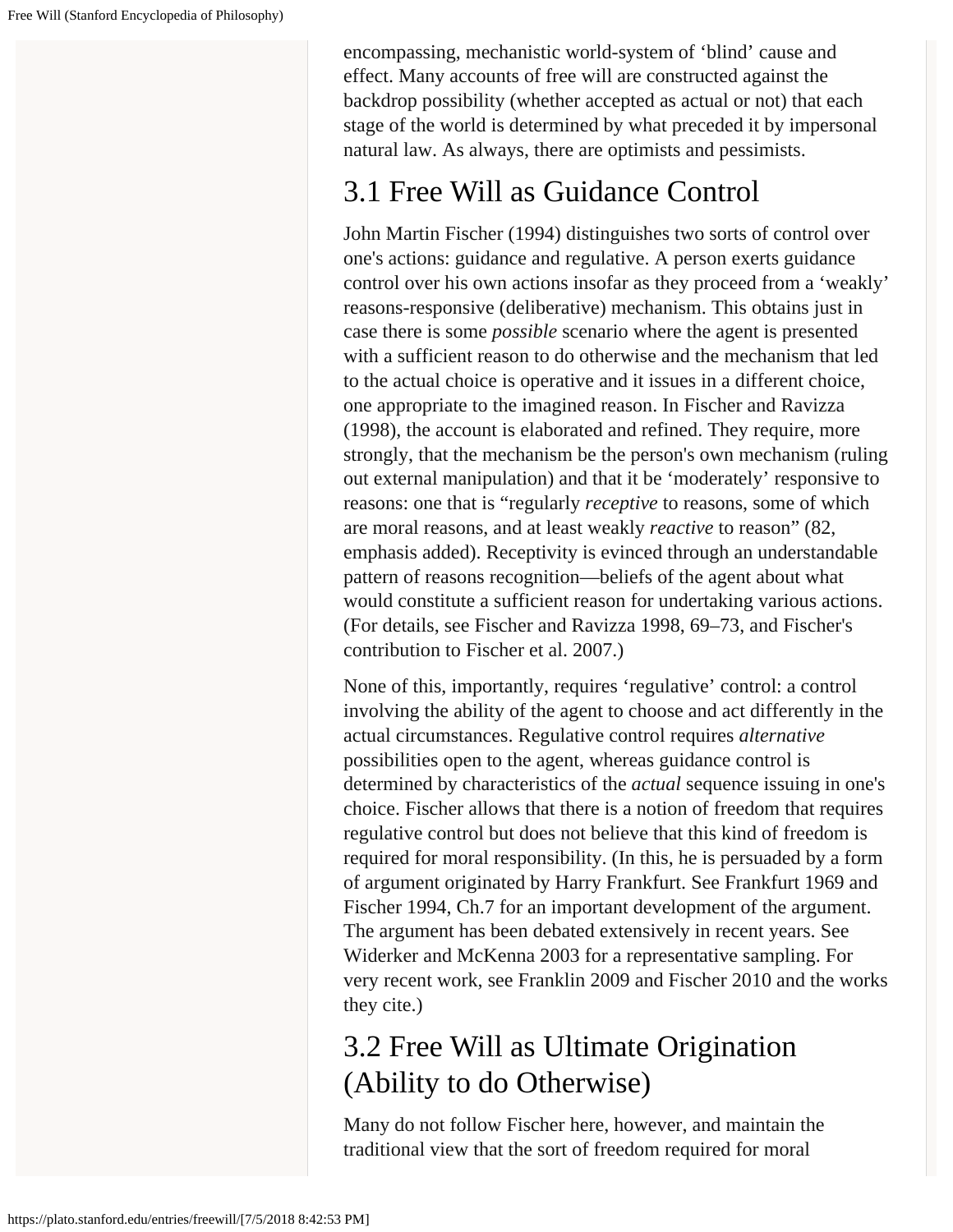encompassing, mechanistic world-system of ‘blind’ cause and effect. Many accounts of free will are constructed against the backdrop possibility (whether accepted as actual or not) that each stage of the world is determined by what preceded it by impersonal natural law. As always, there are optimists and pessimists.

## 3.1 Free Will as Guidance Control

John Martin Fischer (1994) distinguishes two sorts of control over one's actions: guidance and regulative. A person exerts guidance control over his own actions insofar as they proceed from a ‘weakly’ reasons-responsive (deliberative) mechanism. This obtains just in case there is some *possible* scenario where the agent is presented with a sufficient reason to do otherwise and the mechanism that led to the actual choice is operative and it issues in a different choice, one appropriate to the imagined reason. In Fischer and Ravizza (1998), the account is elaborated and refined. They require, more strongly, that the mechanism be the person's own mechanism (ruling out external manipulation) and that it be ‘moderately’ responsive to reasons: one that is “regularly *receptive* to reasons, some of which are moral reasons, and at least weakly *reactive* to reason” (82, emphasis added). Receptivity is evinced through an understandable pattern of reasons recognition—beliefs of the agent about what would constitute a sufficient reason for undertaking various actions. (For details, see Fischer and Ravizza 1998, 69–73, and Fischer's contribution to Fischer et al. 2007.)

None of this, importantly, requires ‘regulative’ control: a control involving the ability of the agent to choose and act differently in the actual circumstances. Regulative control requires *alternative* possibilities open to the agent, whereas guidance control is determined by characteristics of the *actual* sequence issuing in one's choice. Fischer allows that there is a notion of freedom that requires regulative control but does not believe that this kind of freedom is required for moral responsibility. (In this, he is persuaded by a form of argument originated by Harry Frankfurt. See Frankfurt 1969 and Fischer 1994, Ch.7 for an important development of the argument. The argument has been debated extensively in recent years. See Widerker and McKenna 2003 for a representative sampling. For very recent work, see Franklin 2009 and Fischer 2010 and the works they cite.)

## 3.2 Free Will as Ultimate Origination (Ability to do Otherwise)

Many do not follow Fischer here, however, and maintain the traditional view that the sort of freedom required for moral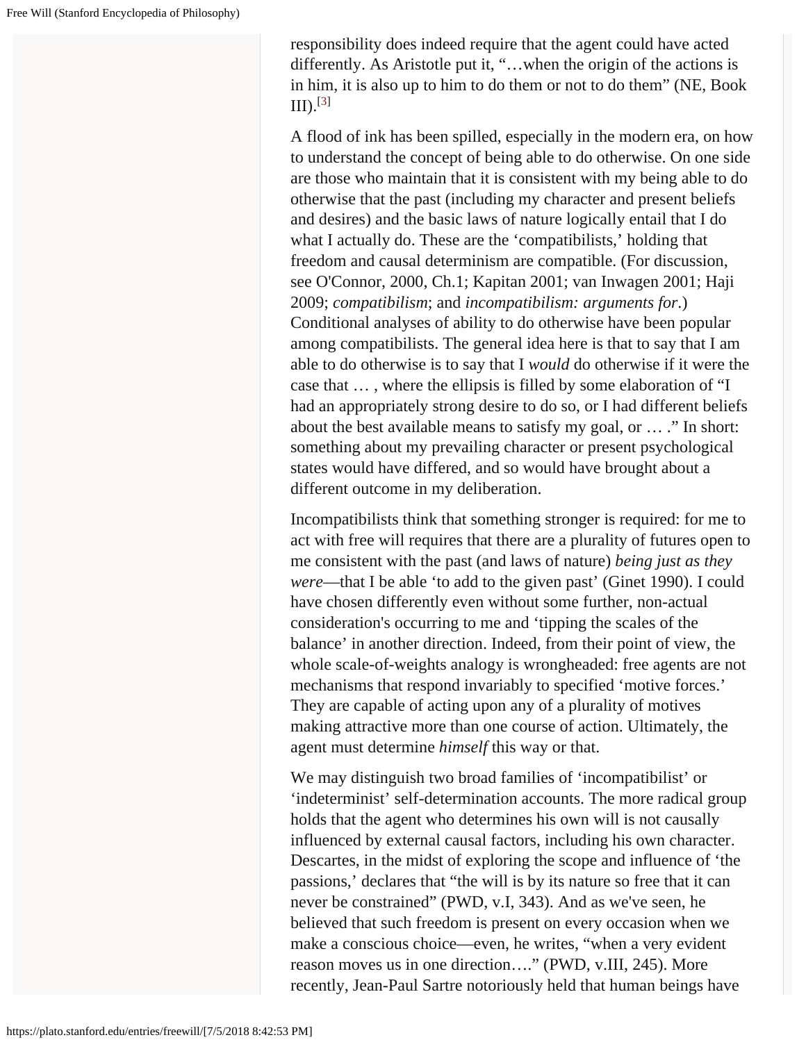responsibility does indeed require that the agent could have acted differently. As Aristotle put it, "…when the origin of the actions is in him, it is also up to him to do them or not to do them" (NE, Book III).[3]

A flood of ink has been spilled, especially in the modern era, on how to understand the concept of being able to do otherwise. On one side are those who maintain that it is consistent with my being able to do otherwise that the past (including my character and present beliefs and desires) and the basic laws of nature logically entail that I do what I actually do. These are the 'compatibilists,' holding that freedom and causal determinism are compatible. (For discussion, see O'Connor, 2000, Ch.1; Kapitan 2001; van Inwagen 2001; Haji 2009; *compatibilism*; and *incompatibilism: arguments for*.) Conditional analyses of ability to do otherwise have been popular among compatibilists. The general idea here is that to say that I am able to do otherwise is to say that I *would* do otherwise if it were the case that … , where the ellipsis is filled by some elaboration of "I had an appropriately strong desire to do so, or I had different beliefs about the best available means to satisfy my goal, or … ." In short: something about my prevailing character or present psychological states would have differed, and so would have brought about a different outcome in my deliberation.

Incompatibilists think that something stronger is required: for me to act with free will requires that there are a plurality of futures open to me consistent with the past (and laws of nature) *being just as they were*—that I be able 'to add to the given past' (Ginet 1990). I could have chosen differently even without some further, non-actual consideration's occurring to me and 'tipping the scales of the balance' in another direction. Indeed, from their point of view, the whole scale-of-weights analogy is wrongheaded: free agents are not mechanisms that respond invariably to specified 'motive forces.' They are capable of acting upon any of a plurality of motives making attractive more than one course of action. Ultimately, the agent must determine *himself* this way or that.

We may distinguish two broad families of 'incompatibilist' or 'indeterminist' self-determination accounts. The more radical group holds that the agent who determines his own will is not causally influenced by external causal factors, including his own character. Descartes, in the midst of exploring the scope and influence of 'the passions,' declares that "the will is by its nature so free that it can never be constrained" (PWD, v.I, 343). And as we've seen, he believed that such freedom is present on every occasion when we make a conscious choice—even, he writes, "when a very evident reason moves us in one direction…." (PWD, v.III, 245). More recently, Jean-Paul Sartre notoriously held that human beings have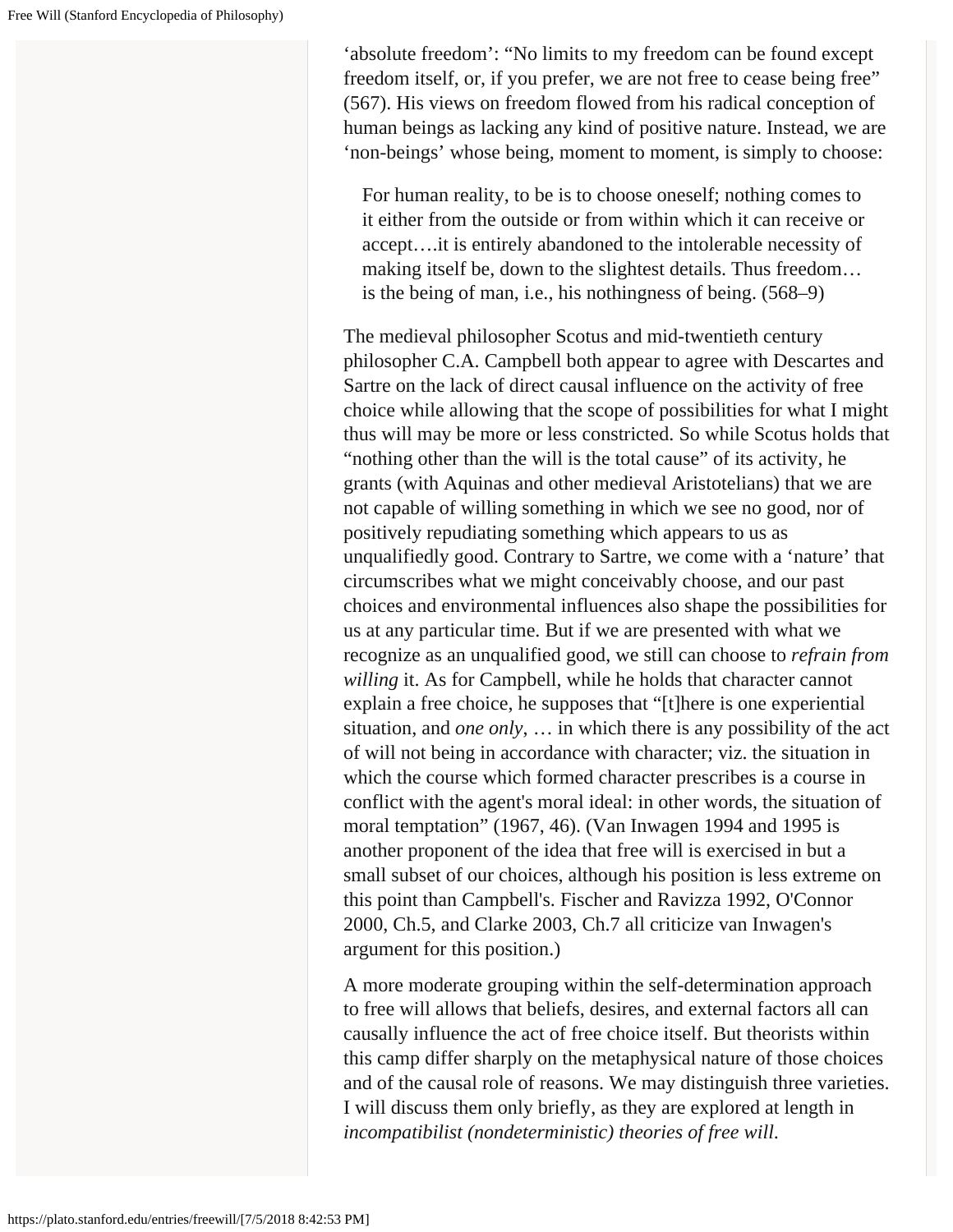'absolute freedom': "No limits to my freedom can be found except freedom itself, or, if you prefer, we are not free to cease being free" (567). His views on freedom flowed from his radical conception of human beings as lacking any kind of positive nature. Instead, we are 'non-beings' whose being, moment to moment, is simply to choose:

> For human reality, to be is to choose oneself; nothing comes to it either from the outside or from within which it can receive or accept….it is entirely abandoned to the intolerable necessity of making itself be, down to the slightest details. Thus freedom… is the being of man, i.e., his nothingness of being. (568–9)

The medieval philosopher Scotus and mid-twentieth century philosopher C.A. Campbell both appear to agree with Descartes and Sartre on the lack of direct causal influence on the activity of free choice while allowing that the scope of possibilities for what I might thus will may be more or less constricted. So while Scotus holds that "nothing other than the will is the total cause" of its activity, he grants (with Aquinas and other medieval Aristotelians) that we are not capable of willing something in which we see no good, nor of positively repudiating something which appears to us as unqualifiedly good. Contrary to Sartre, we come with a 'nature' that circumscribes what we might conceivably choose, and our past choices and environmental influences also shape the possibilities for us at any particular time. But if we are presented with what we recognize as an unqualified good, we still can choose to *refrain from willing* it. As for Campbell, while he holds that character cannot explain a free choice, he supposes that "[t]here is one experiential situation, and *one only*, … in which there is any possibility of the act of will not being in accordance with character; viz. the situation in which the course which formed character prescribes is a course in conflict with the agent's moral ideal: in other words, the situation of moral temptation" (1967, 46). (Van Inwagen 1994 and 1995 is another proponent of the idea that free will is exercised in but a small subset of our choices, although his position is less extreme on this point than Campbell's. Fischer and Ravizza 1992, O'Connor 2000, Ch.5, and Clarke 2003, Ch.7 all criticize van Inwagen's argument for this position.)

A more moderate grouping within the self-determination approach to free will allows that beliefs, desires, and external factors all can causally influence the act of free choice itself. But theorists within this camp differ sharply on the metaphysical nature of those choices and of the causal role of reasons. We may distinguish three varieties. I will discuss them only briefly, as they are explored at length in *incompatibilist (nondeterministic) theories of free will.*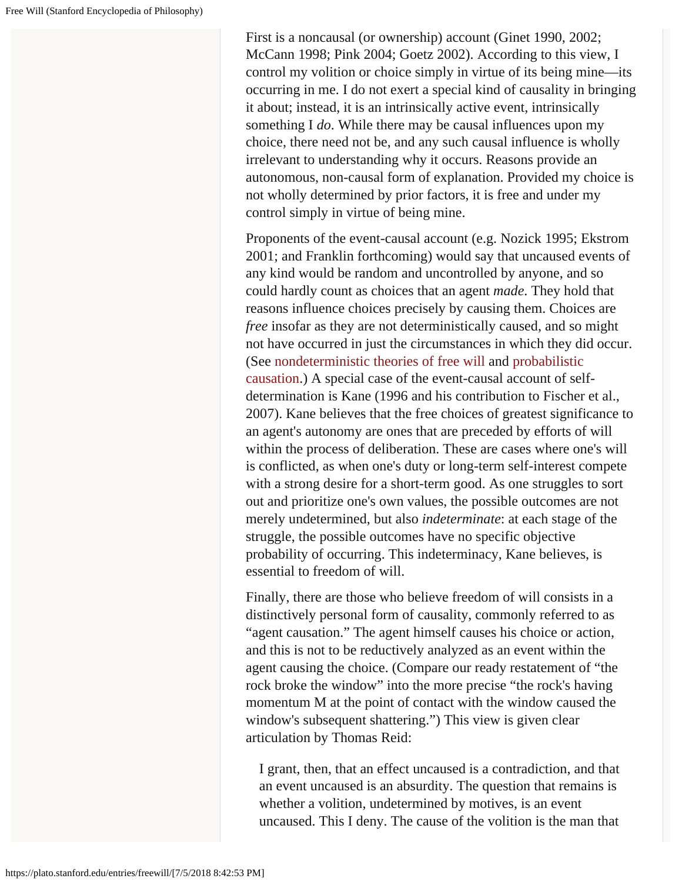First is a noncausal (or ownership) account (Ginet 1990, 2002; McCann 1998; Pink 2004; Goetz 2002). According to this view, I control my volition or choice simply in virtue of its being mine—its occurring in me. I do not exert a special kind of causality in bringing it about; instead, it is an intrinsically active event, intrinsically something I *do*. While there may be causal influences upon my choice, there need not be, and any such causal influence is wholly irrelevant to understanding why it occurs. Reasons provide an autonomous, non-causal form of explanation. Provided my choice is not wholly determined by prior factors, it is free and under my control simply in virtue of being mine.

Proponents of the event-causal account (e.g. Nozick 1995; Ekstrom 2001; and Franklin forthcoming) would say that uncaused events of any kind would be random and uncontrolled by anyone, and so could hardly count as choices that an agent *made*. They hold that reasons influence choices precisely by causing them. Choices are *free* insofar as they are not deterministically caused, and so might not have occurred in just the circumstances in which they did occur. (See nondeterministic theories of free will and probabilistic causation.) A special case of the event-causal account of self-determination is Kane (1996 and his contribution to Fischer et al., 2007). Kane believes that the free choices of greatest significance to an agent's autonomy are ones that are preceded by efforts of will within the process of deliberation. These are cases where one's will is conflicted, as when one's duty or long-term self-interest compete with a strong desire for a short-term good. As one struggles to sort out and prioritize one's own values, the possible outcomes are not merely undetermined, but also *indeterminate*: at each stage of the struggle, the possible outcomes have no specific objective probability of occurring. This indeterminacy, Kane believes, is essential to freedom of will.

Finally, there are those who believe freedom of will consists in a distinctively personal form of causality, commonly referred to as "agent causation." The agent himself causes his choice or action, and this is not to be reductively analyzed as an event within the agent causing the choice. (Compare our ready restatement of "the rock broke the window" into the more precise "the rock's having momentum M at the point of contact with the window caused the window's subsequent shattering.") This view is given clear articulation by Thomas Reid:

> I grant, then, that an effect uncaused is a contradiction, and that an event uncaused is an absurdity. The question that remains is whether a volition, undetermined by motives, is an event uncaused. This I deny. The cause of the volition is the man that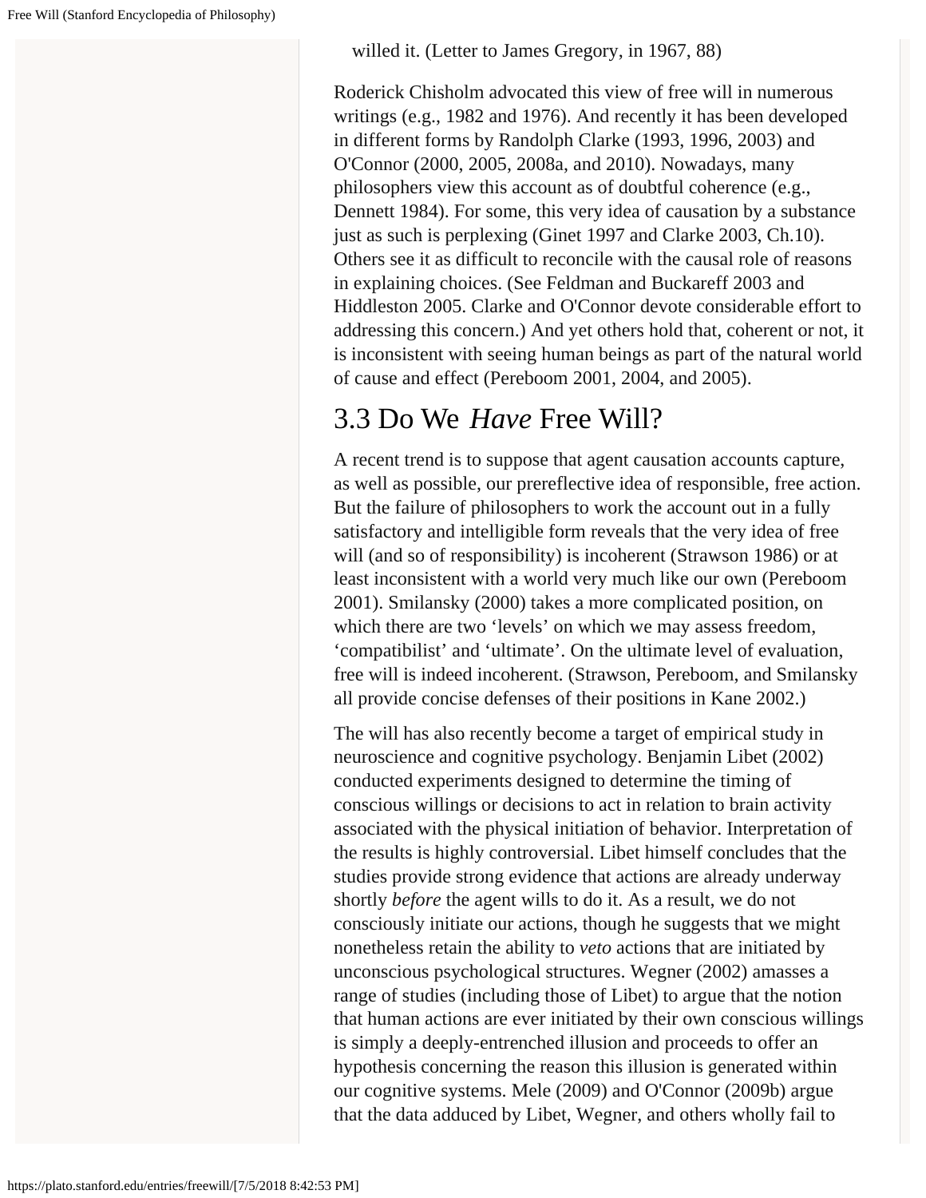willed it. (Letter to James Gregory, in 1967, 88)

Roderick Chisholm advocated this view of free will in numerous writings (e.g., 1982 and 1976). And recently it has been developed in different forms by Randolph Clarke (1993, 1996, 2003) and O'Connor (2000, 2005, 2008a, and 2010). Nowadays, many philosophers view this account as of doubtful coherence (e.g., Dennett 1984). For some, this very idea of causation by a substance just as such is perplexing (Ginet 1997 and Clarke 2003, Ch.10). Others see it as difficult to reconcile with the causal role of reasons in explaining choices. (See Feldman and Buckareff 2003 and Hiddleston 2005. Clarke and O'Connor devote considerable effort to addressing this concern.) And yet others hold that, coherent or not, it is inconsistent with seeing human beings as part of the natural world of cause and effect (Pereboom 2001, 2004, and 2005).

## 3.3 Do We *Have* Free Will?

A recent trend is to suppose that agent causation accounts capture, as well as possible, our prereflective idea of responsible, free action. But the failure of philosophers to work the account out in a fully satisfactory and intelligible form reveals that the very idea of free will (and so of responsibility) is incoherent (Strawson 1986) or at least inconsistent with a world very much like our own (Pereboom 2001). Smilansky (2000) takes a more complicated position, on which there are two 'levels' on which we may assess freedom, 'compatibilist' and 'ultimate'. On the ultimate level of evaluation, free will is indeed incoherent. (Strawson, Pereboom, and Smilansky all provide concise defenses of their positions in Kane 2002.)

The will has also recently become a target of empirical study in neuroscience and cognitive psychology. Benjamin Libet (2002) conducted experiments designed to determine the timing of conscious willings or decisions to act in relation to brain activity associated with the physical initiation of behavior. Interpretation of the results is highly controversial. Libet himself concludes that the studies provide strong evidence that actions are already underway shortly *before* the agent wills to do it. As a result, we do not consciously initiate our actions, though he suggests that we might nonetheless retain the ability to *veto* actions that are initiated by unconscious psychological structures. Wegner (2002) amasses a range of studies (including those of Libet) to argue that the notion that human actions are ever initiated by their own conscious willings is simply a deeply-entrenched illusion and proceeds to offer an hypothesis concerning the reason this illusion is generated within our cognitive systems. Mele (2009) and O'Connor (2009b) argue that the data adduced by Libet, Wegner, and others wholly fail to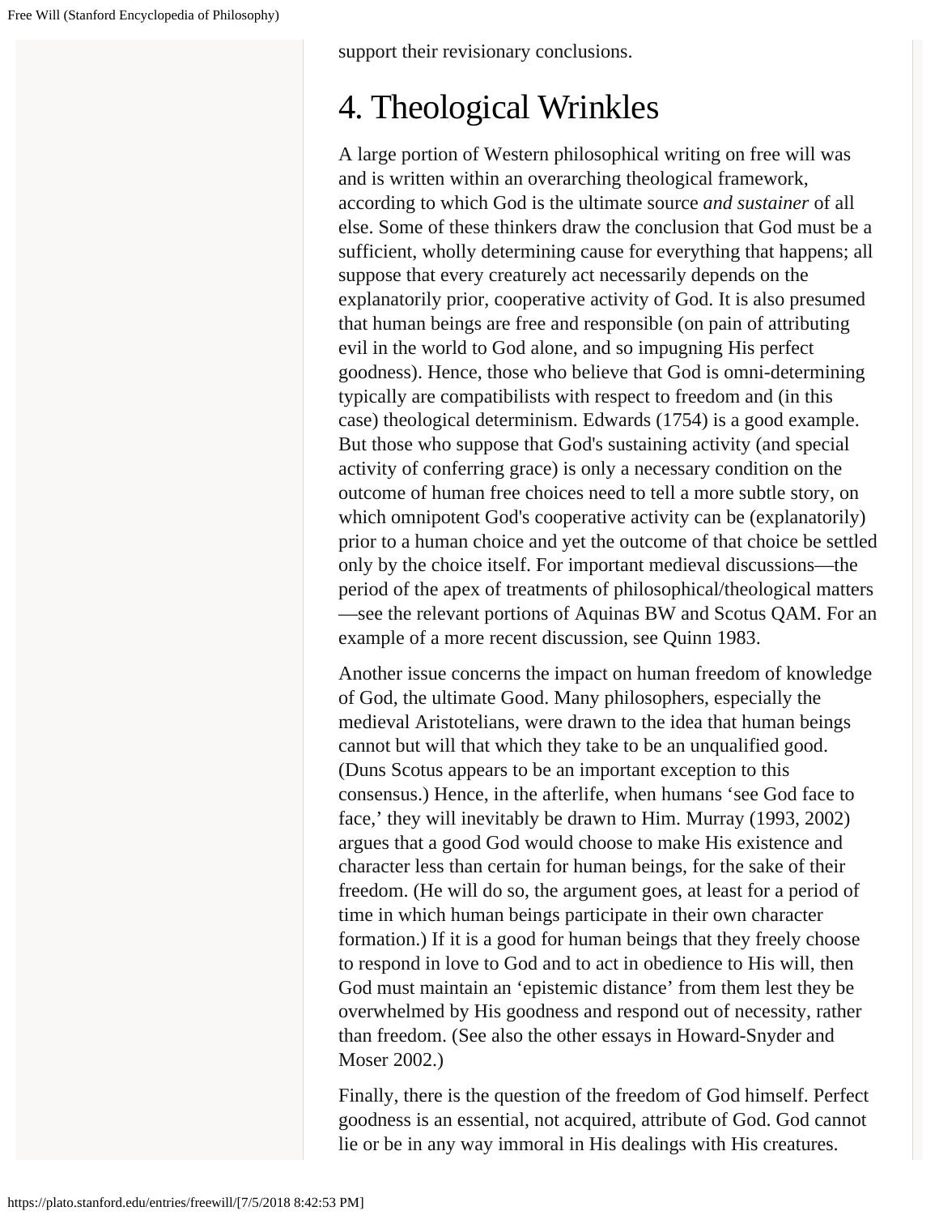support their revisionary conclusions.

# 4. Theological Wrinkles

A large portion of Western philosophical writing on free will was and is written within an overarching theological framework, according to which God is the ultimate source *and sustainer* of all else. Some of these thinkers draw the conclusion that God must be a sufficient, wholly determining cause for everything that happens; all suppose that every creaturely act necessarily depends on the explanatorily prior, cooperative activity of God. It is also presumed that human beings are free and responsible (on pain of attributing evil in the world to God alone, and so impugning His perfect goodness). Hence, those who believe that God is omni-determining typically are compatibilists with respect to freedom and (in this case) theological determinism. Edwards (1754) is a good example. But those who suppose that God's sustaining activity (and special activity of conferring grace) is only a necessary condition on the outcome of human free choices need to tell a more subtle story, on which omnipotent God's cooperative activity can be (explanatorily) prior to a human choice and yet the outcome of that choice be settled only by the choice itself. For important medieval discussions—the period of the apex of treatments of philosophical/theological matters—see the relevant portions of Aquinas BW and Scotus QAM. For an example of a more recent discussion, see Quinn 1983.

Another issue concerns the impact on human freedom of knowledge of God, the ultimate Good. Many philosophers, especially the medieval Aristotelians, were drawn to the idea that human beings cannot but will that which they take to be an unqualified good. (Duns Scotus appears to be an important exception to this consensus.) Hence, in the afterlife, when humans 'see God face to face,' they will inevitably be drawn to Him. Murray (1993, 2002) argues that a good God would choose to make His existence and character less than certain for human beings, for the sake of their freedom. (He will do so, the argument goes, at least for a period of time in which human beings participate in their own character formation.) If it is a good for human beings that they freely choose to respond in love to God and to act in obedience to His will, then God must maintain an 'epistemic distance' from them lest they be overwhelmed by His goodness and respond out of necessity, rather than freedom. (See also the other essays in Howard-Snyder and Moser 2002.)

Finally, there is the question of the freedom of God himself. Perfect goodness is an essential, not acquired, attribute of God. God cannot lie or be in any way immoral in His dealings with His creatures.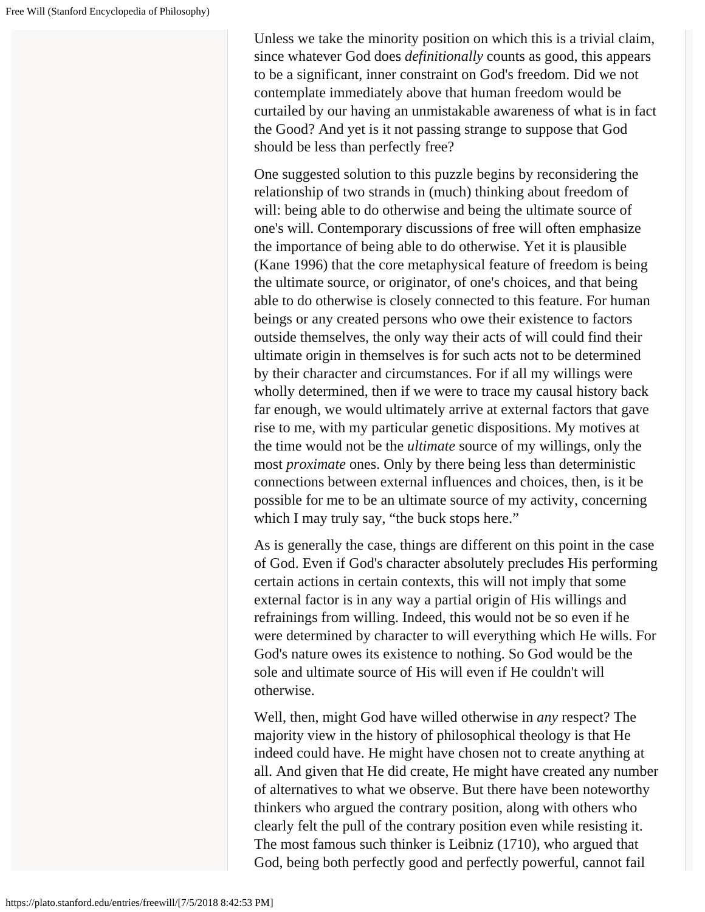Unless we take the minority position on which this is a trivial claim, since whatever God does *definitionally* counts as good, this appears to be a significant, inner constraint on God's freedom. Did we not contemplate immediately above that human freedom would be curtailed by our having an unmistakable awareness of what is in fact the Good? And yet is it not passing strange to suppose that God should be less than perfectly free?

One suggested solution to this puzzle begins by reconsidering the relationship of two strands in (much) thinking about freedom of will: being able to do otherwise and being the ultimate source of one's will. Contemporary discussions of free will often emphasize the importance of being able to do otherwise. Yet it is plausible (Kane 1996) that the core metaphysical feature of freedom is being the ultimate source, or originator, of one's choices, and that being able to do otherwise is closely connected to this feature. For human beings or any created persons who owe their existence to factors outside themselves, the only way their acts of will could find their ultimate origin in themselves is for such acts not to be determined by their character and circumstances. For if all my willings were wholly determined, then if we were to trace my causal history back far enough, we would ultimately arrive at external factors that gave rise to me, with my particular genetic dispositions. My motives at the time would not be the *ultimate* source of my willings, only the most *proximate* ones. Only by there being less than deterministic connections between external influences and choices, then, is it be possible for me to be an ultimate source of my activity, concerning which I may truly say, "the buck stops here."

As is generally the case, things are different on this point in the case of God. Even if God's character absolutely precludes His performing certain actions in certain contexts, this will not imply that some external factor is in any way a partial origin of His willings and refrainings from willing. Indeed, this would not be so even if he were determined by character to will everything which He wills. For God's nature owes its existence to nothing. So God would be the sole and ultimate source of His will even if He couldn't will otherwise.

Well, then, might God have willed otherwise in *any* respect? The majority view in the history of philosophical theology is that He indeed could have. He might have chosen not to create anything at all. And given that He did create, He might have created any number of alternatives to what we observe. But there have been noteworthy thinkers who argued the contrary position, along with others who clearly felt the pull of the contrary position even while resisting it. The most famous such thinker is Leibniz (1710), who argued that God, being both perfectly good and perfectly powerful, cannot fail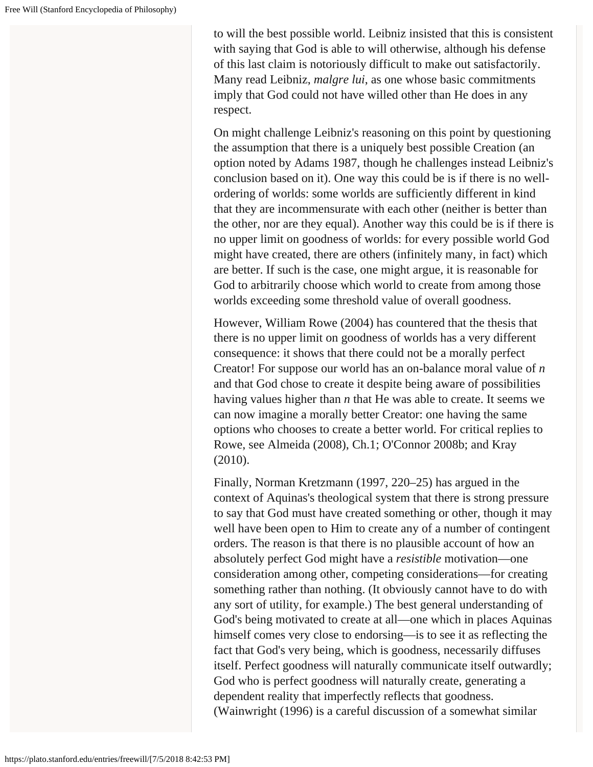to will the best possible world. Leibniz insisted that this is consistent with saying that God is able to will otherwise, although his defense of this last claim is notoriously difficult to make out satisfactorily. Many read Leibniz, *malgre lui*, as one whose basic commitments imply that God could not have willed other than He does in any respect.

On might challenge Leibniz's reasoning on this point by questioning the assumption that there is a uniquely best possible Creation (an option noted by Adams 1987, though he challenges instead Leibniz's conclusion based on it). One way this could be is if there is no well-ordering of worlds: some worlds are sufficiently different in kind that they are incommensurate with each other (neither is better than the other, nor are they equal). Another way this could be is if there is no upper limit on goodness of worlds: for every possible world God might have created, there are others (infinitely many, in fact) which are better. If such is the case, one might argue, it is reasonable for God to arbitrarily choose which world to create from among those worlds exceeding some threshold value of overall goodness.

However, William Rowe (2004) has countered that the thesis that there is no upper limit on goodness of worlds has a very different consequence: it shows that there could not be a morally perfect Creator! For suppose our world has an on-balance moral value of *n* and that God chose to create it despite being aware of possibilities having values higher than *n* that He was able to create. It seems we can now imagine a morally better Creator: one having the same options who chooses to create a better world. For critical replies to Rowe, see Almeida (2008), Ch.1; O'Connor 2008b; and Kray (2010).

Finally, Norman Kretzmann (1997, 220–25) has argued in the context of Aquinas's theological system that there is strong pressure to say that God must have created something or other, though it may well have been open to Him to create any of a number of contingent orders. The reason is that there is no plausible account of how an absolutely perfect God might have a *resistible* motivation—one consideration among other, competing considerations—for creating something rather than nothing. (It obviously cannot have to do with any sort of utility, for example.) The best general understanding of God's being motivated to create at all—one which in places Aquinas himself comes very close to endorsing—is to see it as reflecting the fact that God's very being, which is goodness, necessarily diffuses itself. Perfect goodness will naturally communicate itself outwardly; God who is perfect goodness will naturally create, generating a dependent reality that imperfectly reflects that goodness. (Wainwright (1996) is a careful discussion of a somewhat similar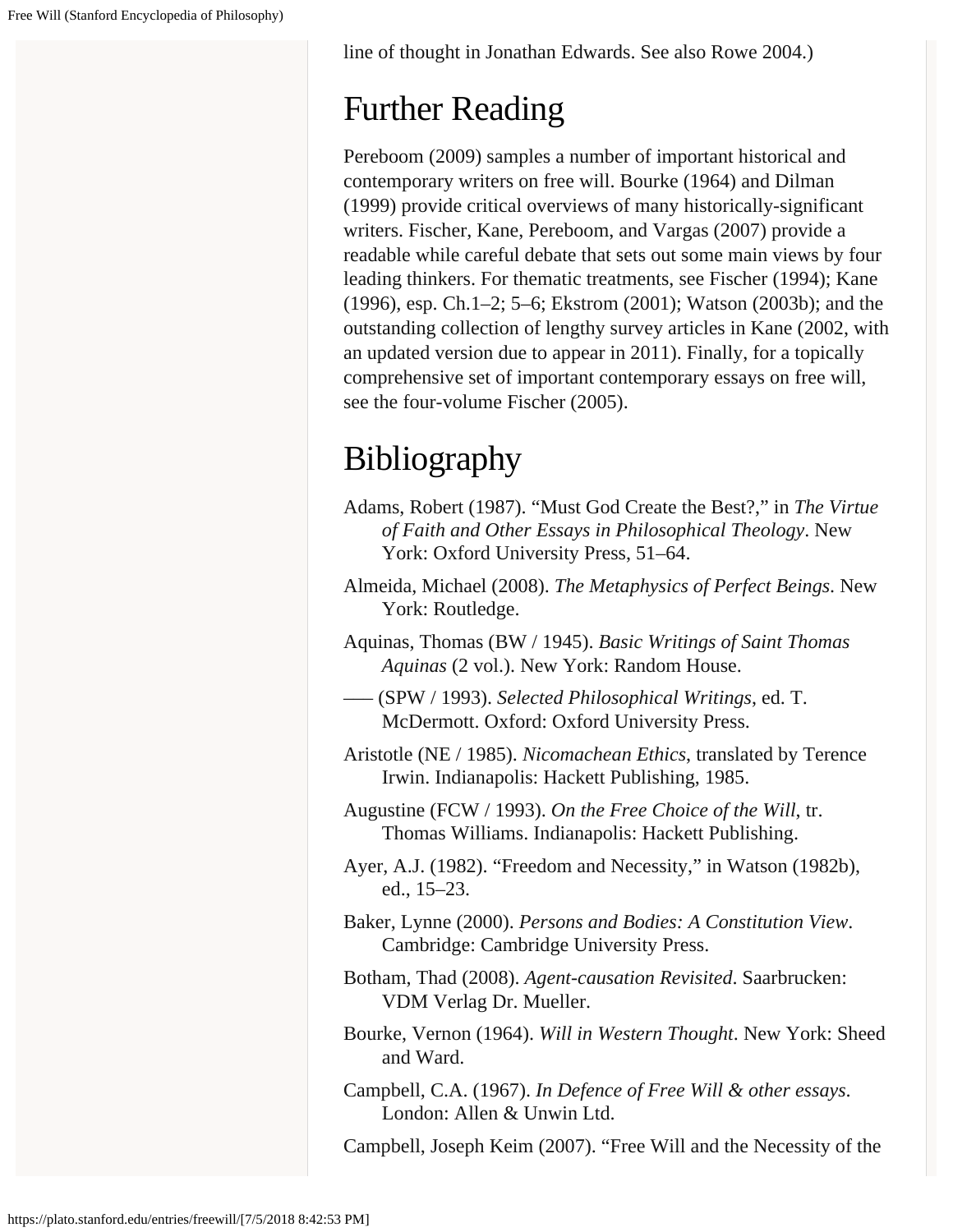line of thought in Jonathan Edwards. See also Rowe 2004.)

# Further Reading

Pereboom (2009) samples a number of important historical and contemporary writers on free will. Bourke (1964) and Dilman (1999) provide critical overviews of many historically-significant writers. Fischer, Kane, Pereboom, and Vargas (2007) provide a readable while careful debate that sets out some main views by four leading thinkers. For thematic treatments, see Fischer (1994); Kane (1996), esp. Ch.1–2; 5–6; Ekstrom (2001); Watson (2003b); and the outstanding collection of lengthy survey articles in Kane (2002, with an updated version due to appear in 2011). Finally, for a topically comprehensive set of important contemporary essays on free will, see the four-volume Fischer (2005).

# Bibliography

Adams, Robert (1987). "Must God Create the Best?," in *The Virtue of Faith and Other Essays in Philosophical Theology*. New York: Oxford University Press, 51–64.

Almeida, Michael (2008). *The Metaphysics of Perfect Beings*. New York: Routledge.

Aquinas, Thomas (BW / 1945). *Basic Writings of Saint Thomas Aquinas* (2 vol.). New York: Random House.

––– (SPW / 1993). *Selected Philosophical Writings*, ed. T. McDermott. Oxford: Oxford University Press.

Aristotle (NE / 1985). *Nicomachean Ethics*, translated by Terence Irwin. Indianapolis: Hackett Publishing, 1985.

Augustine (FCW / 1993). *On the Free Choice of the Will*, tr. Thomas Williams. Indianapolis: Hackett Publishing.

Ayer, A.J. (1982). "Freedom and Necessity," in Watson (1982b), ed., 15–23.

Baker, Lynne (2000). *Persons and Bodies: A Constitution View*. Cambridge: Cambridge University Press.

Botham, Thad (2008). *Agent-causation Revisited*. Saarbrucken: VDM Verlag Dr. Mueller.

Bourke, Vernon (1964). *Will in Western Thought*. New York: Sheed and Ward.

Campbell, C.A. (1967). *In Defence of Free Will & other essays*. London: Allen & Unwin Ltd.

Campbell, Joseph Keim (2007). "Free Will and the Necessity of the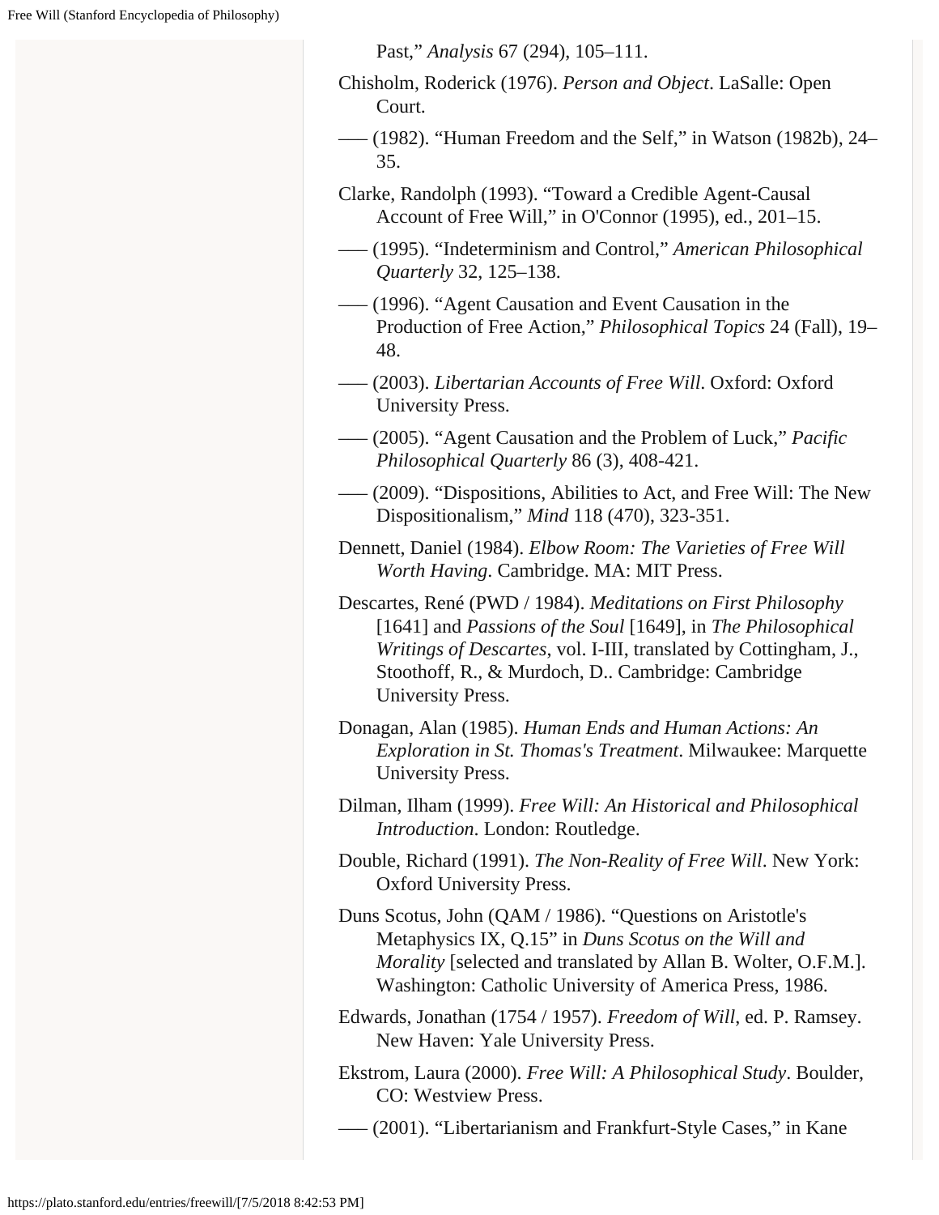Past," *Analysis* 67 (294), 105–111.

Chisholm, Roderick (1976). *Person and Object*. LaSalle: Open Court.

––– (1982). "Human Freedom and the Self," in Watson (1982b), 24–35.

Clarke, Randolph (1993). "Toward a Credible Agent-Causal Account of Free Will," in O'Connor (1995), ed., 201–15.

––– (1995). "Indeterminism and Control," *American Philosophical Quarterly* 32, 125–138.

––– (1996). "Agent Causation and Event Causation in the Production of Free Action," *Philosophical Topics* 24 (Fall), 19–48.

––– (2003). *Libertarian Accounts of Free Will*. Oxford: Oxford University Press.

––– (2005). "Agent Causation and the Problem of Luck," *Pacific Philosophical Quarterly* 86 (3), 408-421.

––– (2009). "Dispositions, Abilities to Act, and Free Will: The New Dispositionalism," *Mind* 118 (470), 323-351.

Dennett, Daniel (1984). *Elbow Room: The Varieties of Free Will Worth Having*. Cambridge. MA: MIT Press.

Descartes, René (PWD / 1984). *Meditations on First Philosophy* [1641] and *Passions of the Soul* [1649], in *The Philosophical Writings of Descartes*, vol. I-III, translated by Cottingham, J., Stoothoff, R., & Murdoch, D.. Cambridge: Cambridge University Press.

Donagan, Alan (1985). *Human Ends and Human Actions: An Exploration in St. Thomas's Treatment*. Milwaukee: Marquette University Press.

Dilman, Ilham (1999). *Free Will: An Historical and Philosophical Introduction*. London: Routledge.

Double, Richard (1991). *The Non-Reality of Free Will*. New York: Oxford University Press.

Duns Scotus, John (QAM / 1986). "Questions on Aristotle's Metaphysics IX, Q.15" in *Duns Scotus on the Will and Morality* [selected and translated by Allan B. Wolter, O.F.M.]. Washington: Catholic University of America Press, 1986.

Edwards, Jonathan (1754 / 1957). *Freedom of Will*, ed. P. Ramsey. New Haven: Yale University Press.

Ekstrom, Laura (2000). *Free Will: A Philosophical Study*. Boulder, CO: Westview Press.

––– (2001). "Libertarianism and Frankfurt-Style Cases," in Kane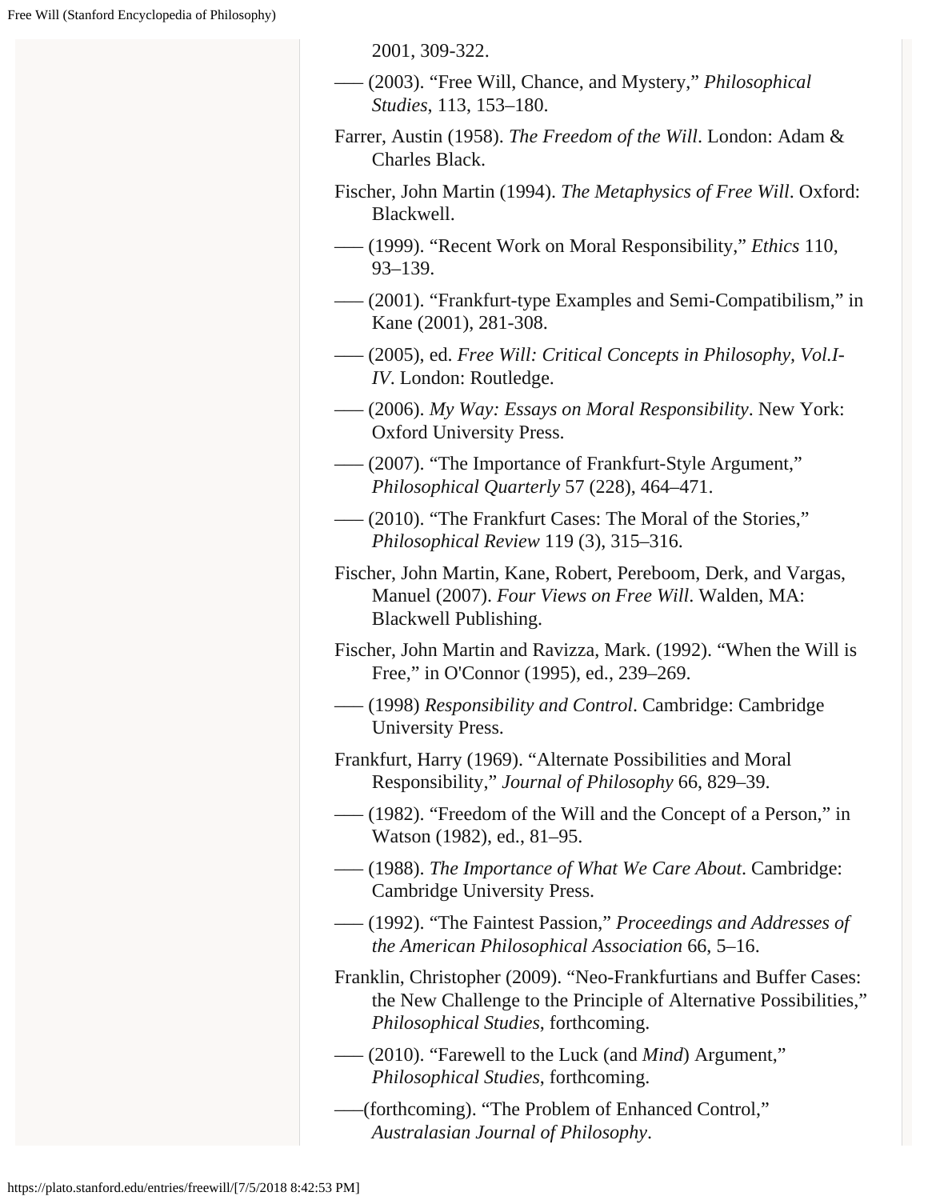2001, 309-322.

––– (2003). “Free Will, Chance, and Mystery,” *Philosophical Studies*, 113, 153–180.

Farrer, Austin (1958). *The Freedom of the Will*. London: Adam & Charles Black.

Fischer, John Martin (1994). *The Metaphysics of Free Will*. Oxford: Blackwell.

––– (1999). “Recent Work on Moral Responsibility,” *Ethics* 110, 93–139.

––– (2001). “Frankfurt-type Examples and Semi-Compatibilism,” in Kane (2001), 281-308.

––– (2005), ed. *Free Will: Critical Concepts in Philosophy, Vol.I-IV*. London: Routledge.

––– (2006). *My Way: Essays on Moral Responsibility*. New York: Oxford University Press.

––– (2007). “The Importance of Frankfurt-Style Argument,” *Philosophical Quarterly* 57 (228), 464–471.

––– (2010). “The Frankfurt Cases: The Moral of the Stories,” *Philosophical Review* 119 (3), 315–316.

Fischer, John Martin, Kane, Robert, Pereboom, Derk, and Vargas, Manuel (2007). *Four Views on Free Will*. Walden, MA: Blackwell Publishing.

Fischer, John Martin and Ravizza, Mark. (1992). “When the Will is Free,” in O'Connor (1995), ed., 239–269.

––– (1998) *Responsibility and Control*. Cambridge: Cambridge University Press.

Frankfurt, Harry (1969). “Alternate Possibilities and Moral Responsibility,” *Journal of Philosophy* 66, 829–39.

––– (1982). “Freedom of the Will and the Concept of a Person,” in Watson (1982), ed., 81–95.

––– (1988). *The Importance of What We Care About*. Cambridge: Cambridge University Press.

––– (1992). “The Faintest Passion,” *Proceedings and Addresses of the American Philosophical Association* 66, 5–16.

Franklin, Christopher (2009). “Neo-Frankfurtians and Buffer Cases: the New Challenge to the Principle of Alternative Possibilities,” *Philosophical Studies*, forthcoming.

––– (2010). “Farewell to the Luck (and *Mind*) Argument,” *Philosophical Studies*, forthcoming.

–––(forthcoming). “The Problem of Enhanced Control,” *Australasian Journal of Philosophy*.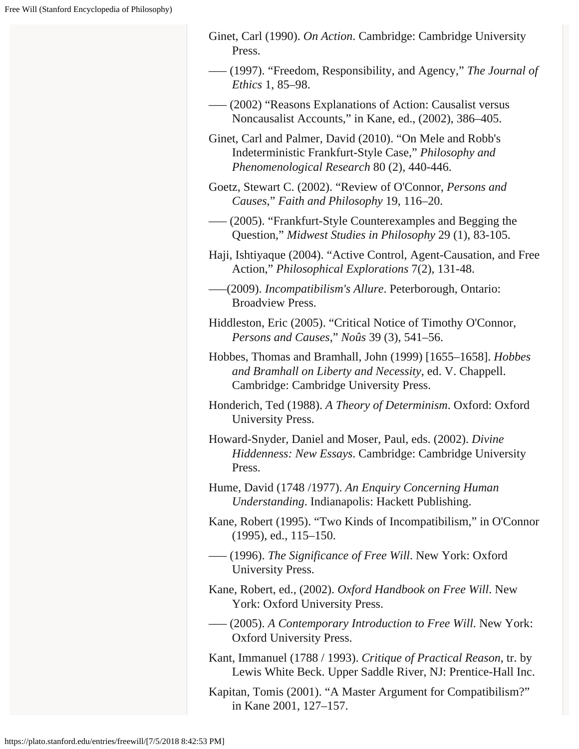Ginet, Carl (1990). *On Action*. Cambridge: Cambridge University Press.

––– (1997). "Freedom, Responsibility, and Agency," *The Journal of Ethics* 1, 85–98.

––– (2002) "Reasons Explanations of Action: Causalist versus Noncausalist Accounts," in Kane, ed., (2002), 386–405.

Ginet, Carl and Palmer, David (2010). "On Mele and Robb's Indeterministic Frankfurt-Style Case," *Philosophy and Phenomenological Research* 80 (2), 440-446.

Goetz, Stewart C. (2002). "Review of O'Connor, *Persons and Causes*," *Faith and Philosophy* 19, 116–20.

––– (2005). "Frankfurt-Style Counterexamples and Begging the Question," *Midwest Studies in Philosophy* 29 (1), 83-105.

Haji, Ishtiyaque (2004). "Active Control, Agent-Causation, and Free Action," *Philosophical Explorations* 7(2), 131-48.

–––(2009). *Incompatibilism's Allure*. Peterborough, Ontario: Broadview Press.

Hiddleston, Eric (2005). "Critical Notice of Timothy O'Connor, *Persons and Causes*," *Noûs* 39 (3), 541–56.

Hobbes, Thomas and Bramhall, John (1999) [1655–1658]. *Hobbes and Bramhall on Liberty and Necessity*, ed. V. Chappell. Cambridge: Cambridge University Press.

Honderich, Ted (1988). *A Theory of Determinism*. Oxford: Oxford University Press.

Howard-Snyder, Daniel and Moser, Paul, eds. (2002). *Divine Hiddenness: New Essays*. Cambridge: Cambridge University Press.

Hume, David (1748 /1977). *An Enquiry Concerning Human Understanding*. Indianapolis: Hackett Publishing.

Kane, Robert (1995). "Two Kinds of Incompatibilism," in O'Connor (1995), ed., 115–150.

––– (1996). *The Significance of Free Will*. New York: Oxford University Press.

Kane, Robert, ed., (2002). *Oxford Handbook on Free Will*. New York: Oxford University Press.

––– (2005). *A Contemporary Introduction to Free Will*. New York: Oxford University Press.

Kant, Immanuel (1788 / 1993). *Critique of Practical Reason*, tr. by Lewis White Beck. Upper Saddle River, NJ: Prentice-Hall Inc.

Kapitan, Tomis (2001). "A Master Argument for Compatibilism?" in Kane 2001, 127–157.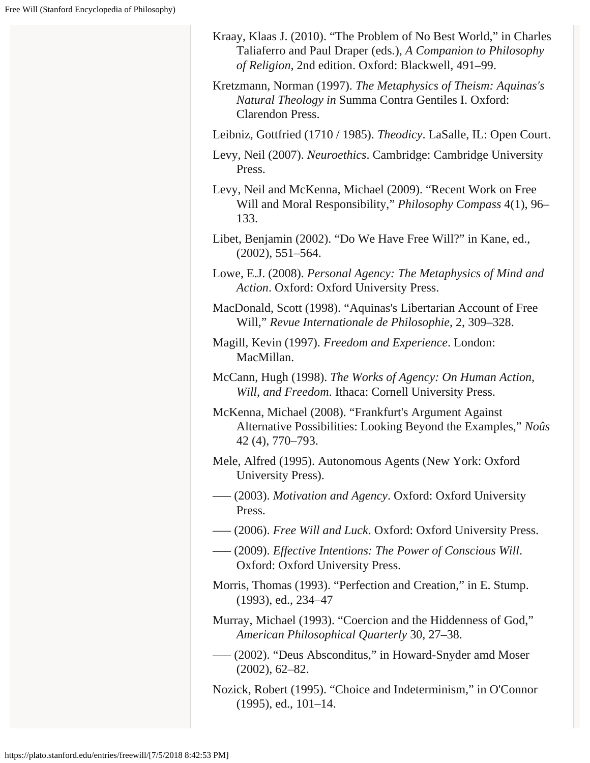Kraay, Klaas J. (2010). “The Problem of No Best World,” in Charles Taliaferro and Paul Draper (eds.), *A Companion to Philosophy of Religion*, 2nd edition. Oxford: Blackwell, 491–99.

Kretzmann, Norman (1997). *The Metaphysics of Theism: Aquinas's Natural Theology in* Summa Contra Gentiles I. Oxford: Clarendon Press.

Leibniz, Gottfried (1710 / 1985). *Theodicy*. LaSalle, IL: Open Court.

Levy, Neil (2007). *Neuroethics*. Cambridge: Cambridge University Press.

Levy, Neil and McKenna, Michael (2009). “Recent Work on Free Will and Moral Responsibility,” *Philosophy Compass* 4(1), 96–133.

Libet, Benjamin (2002). “Do We Have Free Will?” in Kane, ed., (2002), 551–564.

Lowe, E.J. (2008). *Personal Agency: The Metaphysics of Mind and Action*. Oxford: Oxford University Press.

MacDonald, Scott (1998). “Aquinas's Libertarian Account of Free Will,” *Revue Internationale de Philosophie*, 2, 309–328.

Magill, Kevin (1997). *Freedom and Experience*. London: MacMillan.

McCann, Hugh (1998). *The Works of Agency: On Human Action, Will, and Freedom*. Ithaca: Cornell University Press.

McKenna, Michael (2008). “Frankfurt's Argument Against Alternative Possibilities: Looking Beyond the Examples,” *Noûs* 42 (4), 770–793.

Mele, Alfred (1995). Autonomous Agents (New York: Oxford University Press).

––– (2003). *Motivation and Agency*. Oxford: Oxford University Press.

––– (2006). *Free Will and Luck*. Oxford: Oxford University Press.

––– (2009). *Effective Intentions: The Power of Conscious Will*. Oxford: Oxford University Press.

Morris, Thomas (1993). “Perfection and Creation,” in E. Stump. (1993), ed., 234–47

Murray, Michael (1993). “Coercion and the Hiddenness of God,” *American Philosophical Quarterly* 30, 27–38.

––– (2002). “Deus Absconditus,” in Howard-Snyder amd Moser (2002), 62–82.

Nozick, Robert (1995). “Choice and Indeterminism,” in O'Connor (1995), ed., 101–14.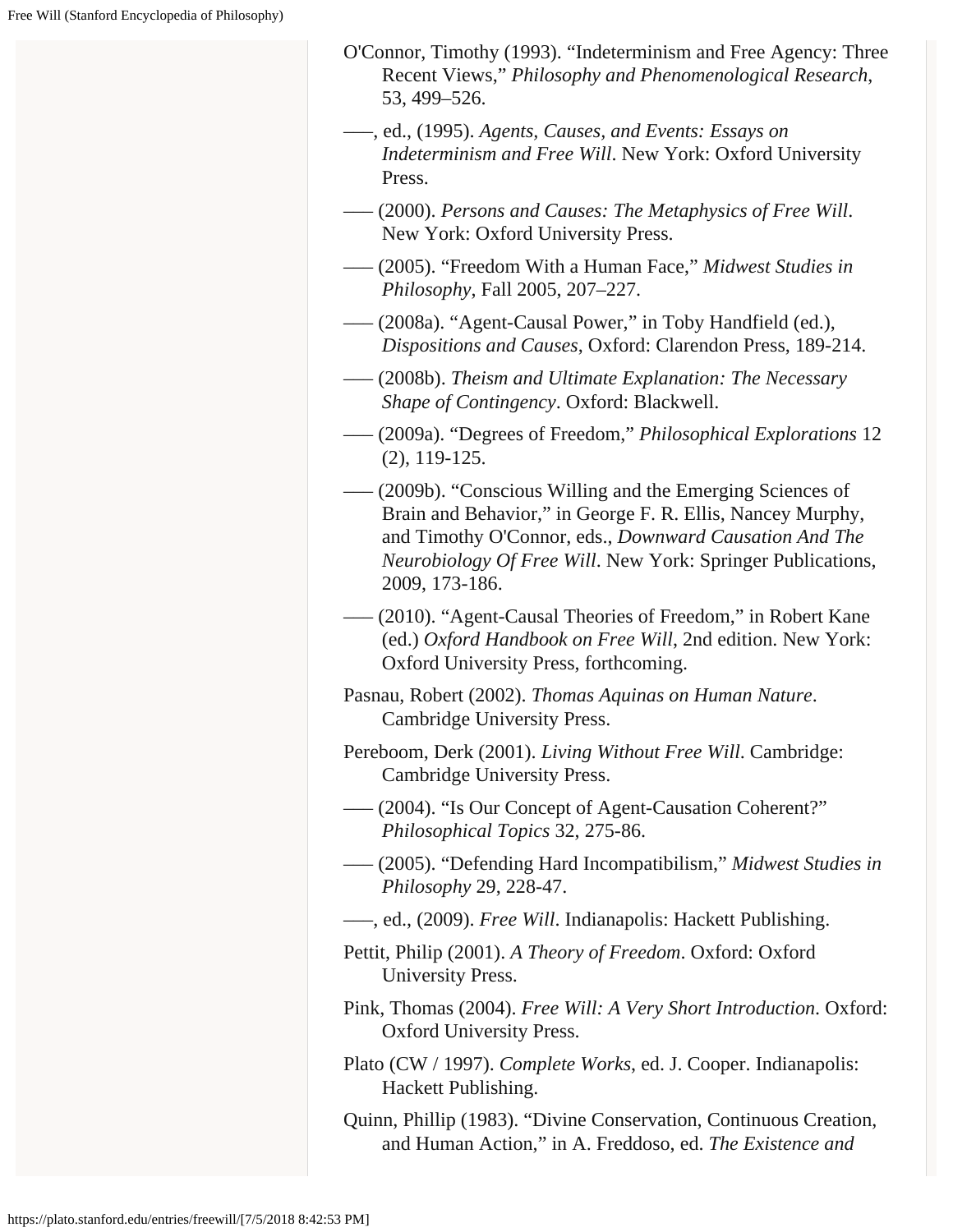O'Connor, Timothy (1993). "Indeterminism and Free Agency: Three Recent Views," *Philosophy and Phenomenological Research*, 53, 499–526.

–––, ed., (1995). *Agents, Causes, and Events: Essays on Indeterminism and Free Will*. New York: Oxford University Press.

––– (2000). *Persons and Causes: The Metaphysics of Free Will*. New York: Oxford University Press.

––– (2005). "Freedom With a Human Face," *Midwest Studies in Philosophy*, Fall 2005, 207–227.

––– (2008a). "Agent-Causal Power," in Toby Handfield (ed.), *Dispositions and Causes*, Oxford: Clarendon Press, 189-214.

––– (2008b). *Theism and Ultimate Explanation: The Necessary Shape of Contingency*. Oxford: Blackwell.

––– (2009a). "Degrees of Freedom," *Philosophical Explorations* 12 (2), 119-125.

––– (2009b). "Conscious Willing and the Emerging Sciences of Brain and Behavior," in George F. R. Ellis, Nancey Murphy, and Timothy O'Connor, eds., *Downward Causation And The Neurobiology Of Free Will*. New York: Springer Publications, 2009, 173-186.

––– (2010). "Agent-Causal Theories of Freedom," in Robert Kane (ed.) *Oxford Handbook on Free Will*, 2nd edition. New York: Oxford University Press, forthcoming.

Pasnau, Robert (2002). *Thomas Aquinas on Human Nature*. Cambridge University Press.

Pereboom, Derk (2001). *Living Without Free Will*. Cambridge: Cambridge University Press.

––– (2004). "Is Our Concept of Agent-Causation Coherent?" *Philosophical Topics* 32, 275-86.

––– (2005). "Defending Hard Incompatibilism," *Midwest Studies in Philosophy* 29, 228-47.

–––, ed., (2009). *Free Will*. Indianapolis: Hackett Publishing.

Pettit, Philip (2001). *A Theory of Freedom*. Oxford: Oxford University Press.

Pink, Thomas (2004). *Free Will: A Very Short Introduction*. Oxford: Oxford University Press.

Plato (CW / 1997). *Complete Works*, ed. J. Cooper. Indianapolis: Hackett Publishing.

Quinn, Phillip (1983). "Divine Conservation, Continuous Creation, and Human Action," in A. Freddoso, ed. *The Existence and*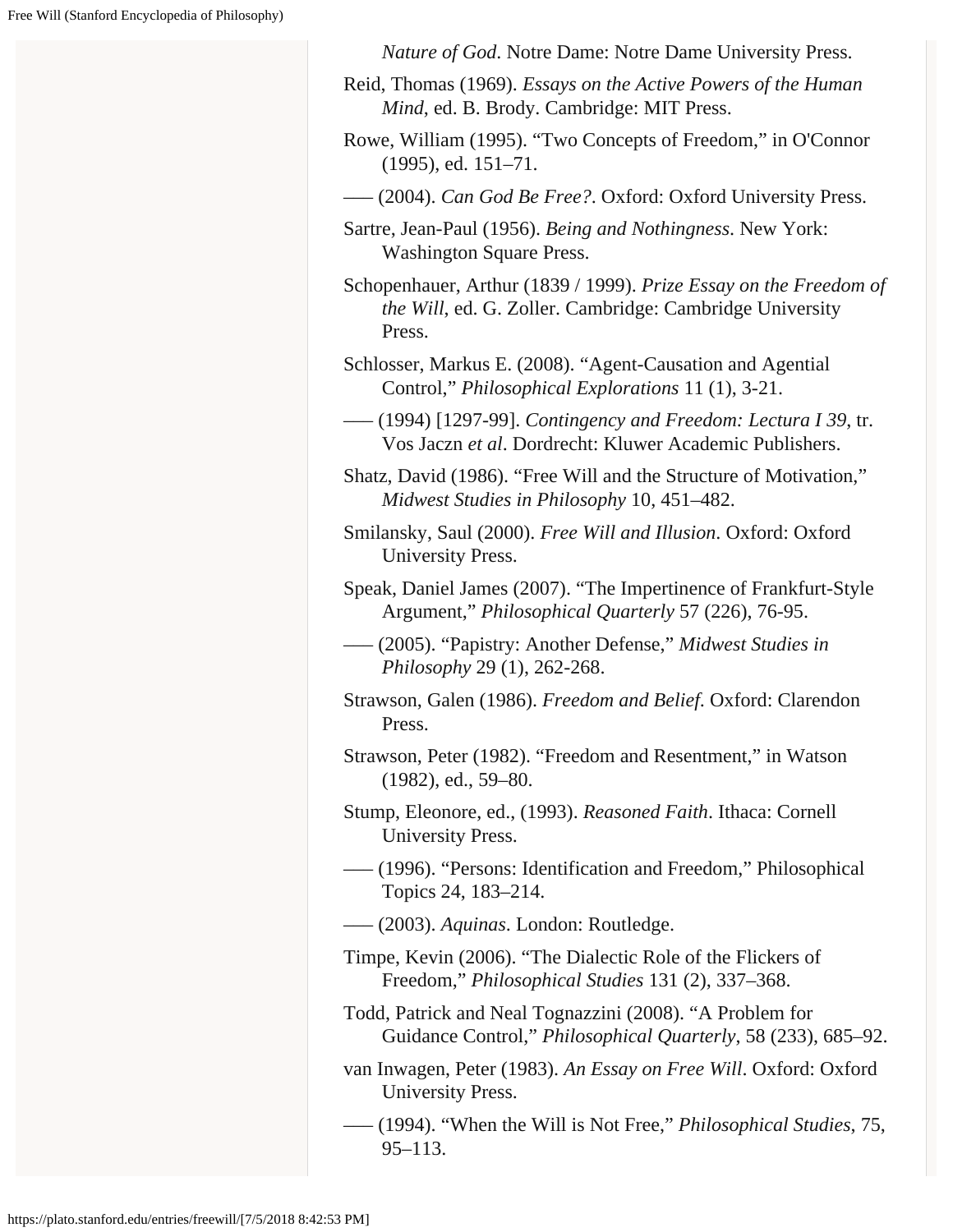*Nature of God*. Notre Dame: Notre Dame University Press.

Reid, Thomas (1969). *Essays on the Active Powers of the Human Mind*, ed. B. Brody. Cambridge: MIT Press.

Rowe, William (1995). "Two Concepts of Freedom," in O'Connor (1995), ed. 151–71.

––– (2004). *Can God Be Free?*. Oxford: Oxford University Press.

Sartre, Jean-Paul (1956). *Being and Nothingness*. New York: Washington Square Press.

Schopenhauer, Arthur (1839 / 1999). *Prize Essay on the Freedom of the Will*, ed. G. Zoller. Cambridge: Cambridge University Press.

Schlosser, Markus E. (2008). "Agent-Causation and Agential Control," *Philosophical Explorations* 11 (1), 3-21.

––– (1994) [1297-99]. *Contingency and Freedom: Lectura I 39*, tr. Vos Jaczn *et al*. Dordrecht: Kluwer Academic Publishers.

Shatz, David (1986). "Free Will and the Structure of Motivation," *Midwest Studies in Philosophy* 10, 451–482.

Smilansky, Saul (2000). *Free Will and Illusion*. Oxford: Oxford University Press.

Speak, Daniel James (2007). "The Impertinence of Frankfurt-Style Argument," *Philosophical Quarterly* 57 (226), 76-95.

––– (2005). "Papistry: Another Defense," *Midwest Studies in Philosophy* 29 (1), 262-268.

Strawson, Galen (1986). *Freedom and Belief*. Oxford: Clarendon Press.

Strawson, Peter (1982). "Freedom and Resentment," in Watson (1982), ed., 59–80.

Stump, Eleonore, ed., (1993). *Reasoned Faith*. Ithaca: Cornell University Press.

––– (1996). "Persons: Identification and Freedom," Philosophical Topics 24, 183–214.

––– (2003). *Aquinas*. London: Routledge.

Timpe, Kevin (2006). "The Dialectic Role of the Flickers of Freedom," *Philosophical Studies* 131 (2), 337–368.

Todd, Patrick and Neal Tognazzini (2008). "A Problem for Guidance Control," *Philosophical Quarterly*, 58 (233), 685–92.

van Inwagen, Peter (1983). *An Essay on Free Will*. Oxford: Oxford University Press.

––– (1994). "When the Will is Not Free," *Philosophical Studies*, 75, 95–113.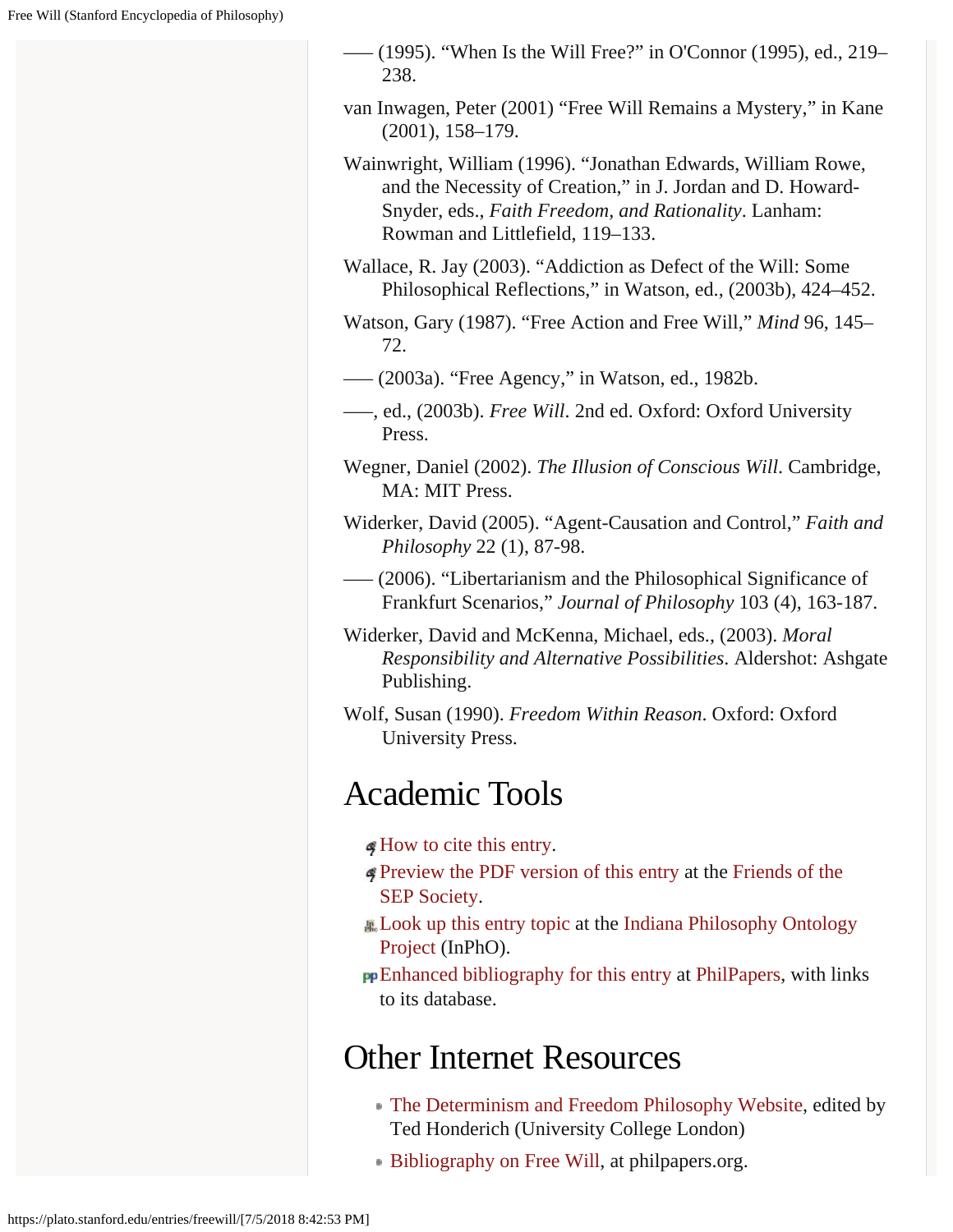––– (1995). “When Is the Will Free?” in O'Connor (1995), ed., 219–238.

van Inwagen, Peter (2001) “Free Will Remains a Mystery,” in Kane (2001), 158–179.

Wainwright, William (1996). “Jonathan Edwards, William Rowe, and the Necessity of Creation,” in J. Jordan and D. Howard-Snyder, eds., *Faith Freedom, and Rationality*. Lanham: Rowman and Littlefield, 119–133.

Wallace, R. Jay (2003). “Addiction as Defect of the Will: Some Philosophical Reflections,” in Watson, ed., (2003b), 424–452.

Watson, Gary (1987). “Free Action and Free Will,” *Mind* 96, 145–72.

––– (2003a). “Free Agency,” in Watson, ed., 1982b.

–––, ed., (2003b). *Free Will*. 2nd ed. Oxford: Oxford University Press.

Wegner, Daniel (2002). *The Illusion of Conscious Will*. Cambridge, MA: MIT Press.

Widerker, David (2005). “Agent-Causation and Control,” *Faith and Philosophy* 22 (1), 87-98.

––– (2006). “Libertarianism and the Philosophical Significance of Frankfurt Scenarios,” *Journal of Philosophy* 103 (4), 163-187.

Widerker, David and McKenna, Michael, eds., (2003). *Moral Responsibility and Alternative Possibilities*. Aldershot: Ashgate Publishing.

Wolf, Susan (1990). *Freedom Within Reason*. Oxford: Oxford University Press.

# Academic Tools

- How to cite this entry.
- Preview the PDF version of this entry at the Friends of the SEP Society.
- Look up this entry topic at the Indiana Philosophy Ontology Project (InPhO).
- Enhanced bibliography for this entry at PhilPapers, with links to its database.

# Other Internet Resources

- The Determinism and Freedom Philosophy Website, edited by Ted Honderich (University College London)
- Bibliography on Free Will, at philpapers.org.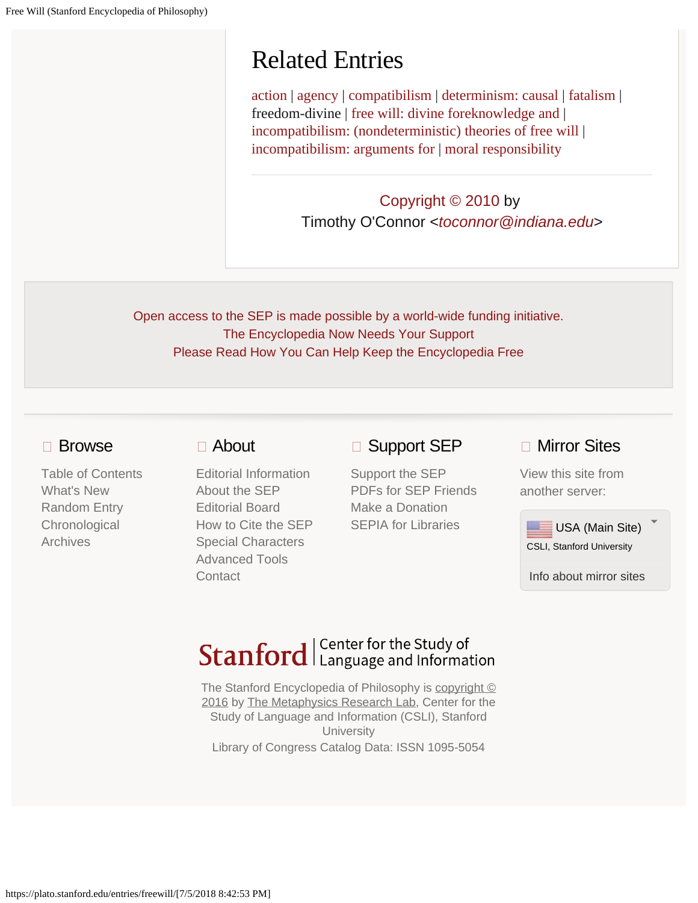## Related Entries

action | agency | compatibilism | determinism: causal | fatalism | freedom-divine | free will: divine foreknowledge and | incompatibilism: (nondeterministic) theories of free will | incompatibilism: arguments for | moral responsibility

---

Copyright © 2010 by
Timothy O'Connor <*toconnor@indiana.edu*>

Open access to the SEP is made possible by a world-wide funding initiative.
The Encyclopedia Now Needs Your Support
Please Read How You Can Help Keep the Encyclopedia Free

### Browse

Table of Contents
What's New
Random Entry
Chronological
Archives

### About

Editorial Information
About the SEP
Editorial Board
How to Cite the SEP
Special Characters
Advanced Tools
Contact

### Support SEP

Support the SEP
PDFs for SEP Friends
Make a Donation
SEPIA for Libraries

### Mirror Sites

View this site from another server:

USA (Main Site)
CSLI, Stanford University

Info about mirror sites

Stanford | Center for the Study of Language and Information

The Stanford Encyclopedia of Philosophy is copyright © 2016 by The Metaphysics Research Lab, Center for the Study of Language and Information (CSLI), Stanford University

Library of Congress Catalog Data: ISSN 1095-5054